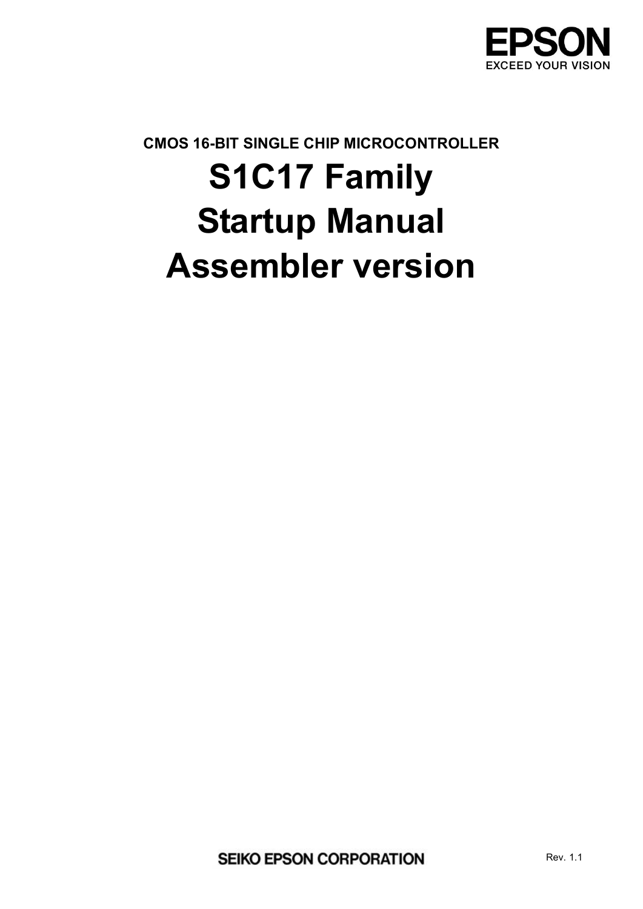EPSON

EXCEED YOUR VISION

CMOS 16-BIT SINGLE CHIP MICROCONTROLLER

# S1C17 Family Startup Manual Assembler version

SEIKO EPSON CORPORATION

Rev. 1.1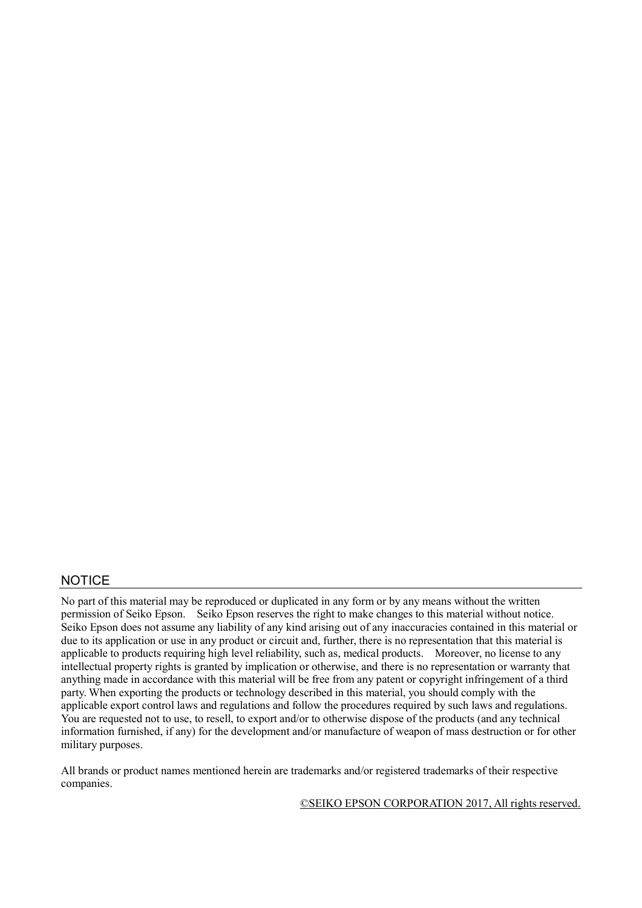## NOTICE

No part of this material may be reproduced or duplicated in any form or by any means without the written permission of Seiko Epson. Seiko Epson reserves the right to make changes to this material without notice. Seiko Epson does not assume any liability of any kind arising out of any inaccuracies contained in this material or due to its application or use in any product or circuit and, further, there is no representation that this material is applicable to products requiring high level reliability, such as, medical products. Moreover, no license to any intellectual property rights is granted by implication or otherwise, and there is no representation or warranty that anything made in accordance with this material will be free from any patent or copyright infringement of a third party. When exporting the products or technology described in this material, you should comply with the applicable export control laws and regulations and follow the procedures required by such laws and regulations. You are requested not to use, to resell, to export and/or to otherwise dispose of the products (and any technical information furnished, if any) for the development and/or manufacture of weapon of mass destruction or for other military purposes.

All brands or product names mentioned herein are trademarks and/or registered trademarks of their respective companies.

©SEIKO EPSON CORPORATION 2017, All rights reserved.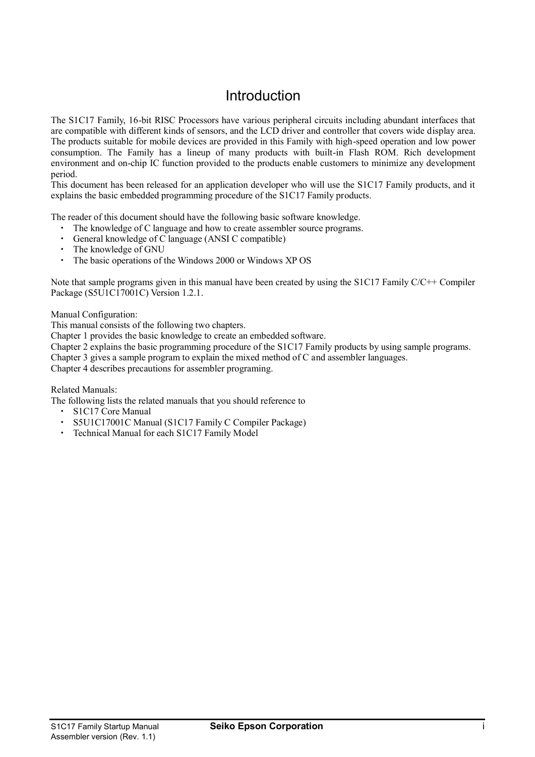# Introduction

The S1C17 Family, 16-bit RISC Processors have various peripheral circuits including abundant interfaces that are compatible with different kinds of sensors, and the LCD driver and controller that covers wide display area. The products suitable for mobile devices are provided in this Family with high-speed operation and low power consumption. The Family has a lineup of many products with built-in Flash ROM. Rich development environment and on-chip IC function provided to the products enable customers to minimize any development period.
This document has been released for an application developer who will use the S1C17 Family products, and it explains the basic embedded programming procedure of the S1C17 Family products.

The reader of this document should have the following basic software knowledge.

- The knowledge of C language and how to create assembler source programs.
- General knowledge of C language (ANSI C compatible)
- The knowledge of GNU
- The basic operations of the Windows 2000 or Windows XP OS

Note that sample programs given in this manual have been created by using the S1C17 Family C/C++ Compiler Package (S5U1C17001C) Version 1.2.1.

Manual Configuration:
This manual consists of the following two chapters.
Chapter 1 provides the basic knowledge to create an embedded software.
Chapter 2 explains the basic programming procedure of the S1C17 Family products by using sample programs.
Chapter 3 gives a sample program to explain the mixed method of C and assembler languages.
Chapter 4 describes precautions for assembler programing.

Related Manuals:
The following lists the related manuals that you should reference to

- S1C17 Core Manual
- S5U1C17001C Manual (S1C17 Family C Compiler Package)
- Technical Manual for each S1C17 Family Model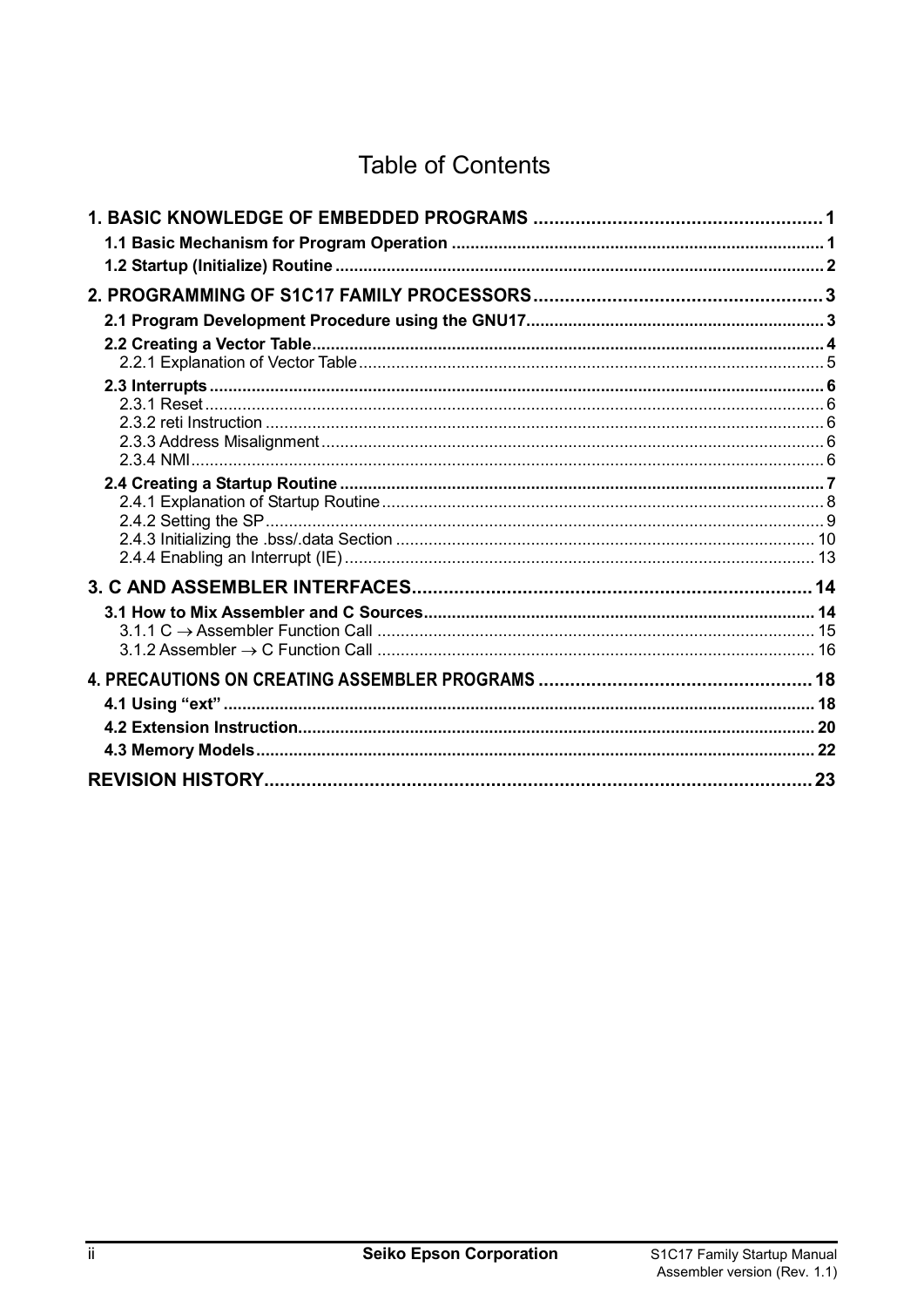# Table of Contents

**1. BASIC KNOWLEDGE OF EMBEDDED PROGRAMS ....................................................... 1**

**1.1 Basic Mechanism for Program Operation ............................................................................... 1**

**1.2 Startup (Initialize) Routine ........................................................................................................ 2**

**2. PROGRAMMING OF S1C17 FAMILY PROCESSORS....................................................... 3**

**2.1 Program Development Procedure using the GNU17............................................................... 3**

**2.2 Creating a Vector Table............................................................................................................ 4**

2.2.1 Explanation of Vector Table.................................................................................................. 5

**2.3 Interrupts .................................................................................................................................. 6**

2.3.1 Reset.................................................................................................................................. 6

2.3.2 reti Instruction ...................................................................................................................... 6

2.3.3 Address Misalignment .......................................................................................................... 6

2.3.4 NMI..................................................................................................................................... 6

**2.4 Creating a Startup Routine ....................................................................................................... 7**

2.4.1 Explanation of Startup Routine............................................................................................. 8

2.4.2 Setting the SP...................................................................................................................... 9

2.4.3 Initializing the .bss/.data Section ......................................................................................... 10

2.4.4 Enabling an Interrupt (IE).................................................................................................... 13

**3. C AND ASSEMBLER INTERFACES.......................................................................... 14**

**3.1 How to Mix Assembler and C Sources................................................................................... 14**

3.1.1 C → Assembler Function Call ............................................................................................ 15

3.1.2 Assembler → C Function Call ............................................................................................ 16

**4. PRECAUTIONS ON CREATING ASSEMBLER PROGRAMS .................................................... 18**

**4.1 Using “ext” ............................................................................................................................. 18**

**4.2 Extension Instruction.............................................................................................................. 20**

**4.3 Memory Models....................................................................................................................... 22**

**REVISION HISTORY..................................................................................................... 23**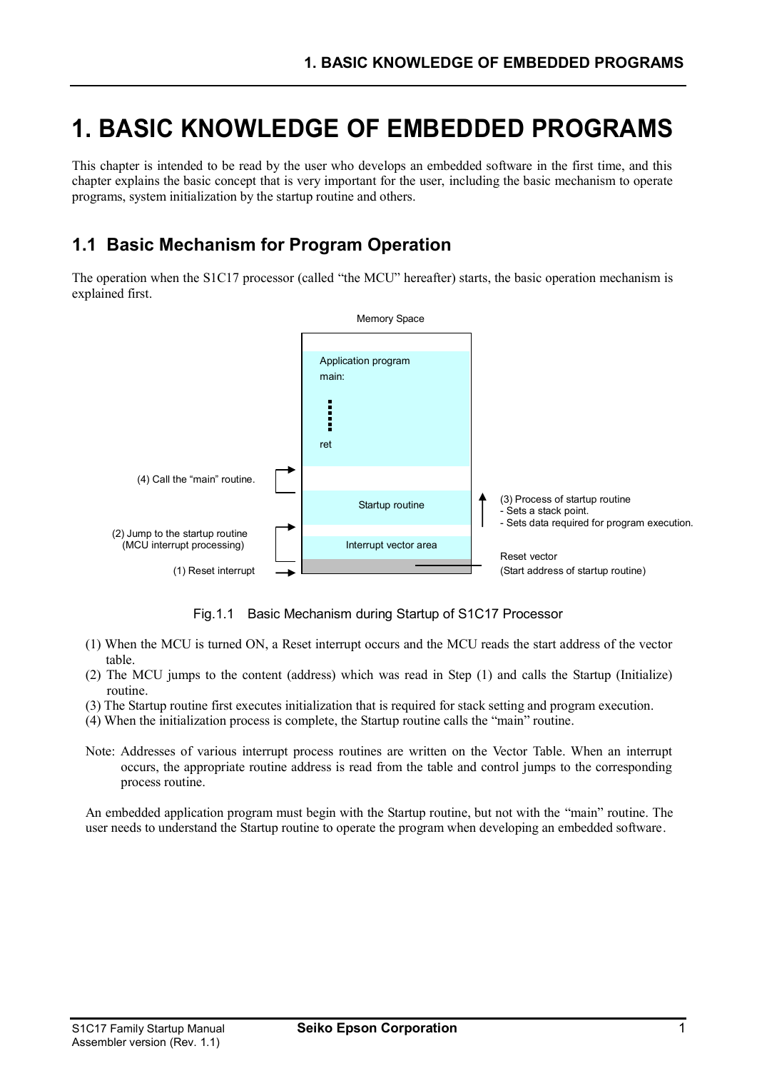# 1. BASIC KNOWLEDGE OF EMBEDDED PROGRAMS

This chapter is intended to be read by the user who develops an embedded software in the first time, and this chapter explains the basic concept that is very important for the user, including the basic mechanism to operate programs, system initialization by the startup routine and others.

## 1.1 Basic Mechanism for Program Operation

The operation when the S1C17 processor (called "the MCU" hereafter) starts, the basic operation mechanism is explained first.

Memory Space

Application program
main:
ret

(4) Call the "main" routine.

Startup routine

(3) Process of startup routine
- Sets a stack point.
- Sets data required for program execution.

(2) Jump to the startup routine
(MCU interrupt processing)

Interrupt vector area

Reset vector
(Start address of startup routine)

(1) Reset interrupt

Fig.1.1 Basic Mechanism during Startup of S1C17 Processor

(1) When the MCU is turned ON, a Reset interrupt occurs and the MCU reads the start address of the vector table.
(2) The MCU jumps to the content (address) which was read in Step (1) and calls the Startup (Initialize) routine.
(3) The Startup routine first executes initialization that is required for stack setting and program execution.
(4) When the initialization process is complete, the Startup routine calls the "main" routine.

Note: Addresses of various interrupt process routines are written on the Vector Table. When an interrupt occurs, the appropriate routine address is read from the table and control jumps to the corresponding process routine.

An embedded application program must begin with the Startup routine, but not with the "main" routine. The user needs to understand the Startup routine to operate the program when developing an embedded software.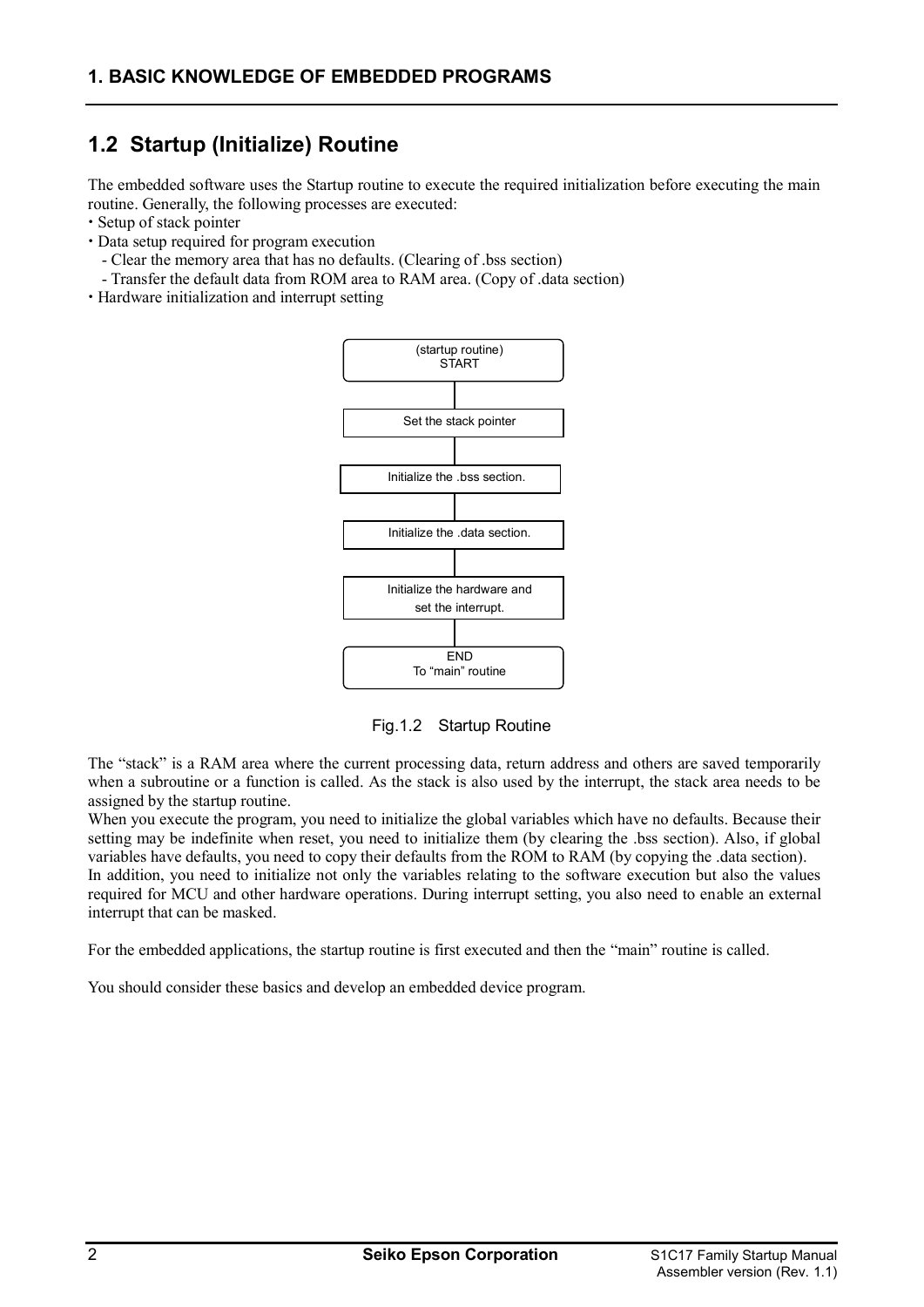## 1.2 Startup (Initialize) Routine

The embedded software uses the Startup routine to execute the required initialization before executing the main routine. Generally, the following processes are executed:

- Setup of stack pointer
- Data setup required for program execution
  - Clear the memory area that has no defaults. (Clearing of .bss section)
  - Transfer the default data from ROM area to RAM area. (Copy of .data section)
- Hardware initialization and interrupt setting

(startup routine)
START

Set the stack pointer

Initialize the .bss section.

Initialize the .data section.

Initialize the hardware and
set the interrupt.

END
To "main" routine

Fig.1.2 Startup Routine

The "stack" is a RAM area where the current processing data, return address and others are saved temporarily when a subroutine or a function is called. As the stack is also used by the interrupt, the stack area needs to be assigned by the startup routine.
When you execute the program, you need to initialize the global variables which have no defaults. Because their setting may be indefinite when reset, you need to initialize them (by clearing the .bss section). Also, if global variables have defaults, you need to copy their defaults from the ROM to RAM (by copying the .data section).
In addition, you need to initialize not only the variables relating to the software execution but also the values required for MCU and other hardware operations. During interrupt setting, you also need to enable an external interrupt that can be masked.

For the embedded applications, the startup routine is first executed and then the "main" routine is called.

You should consider these basics and develop an embedded device program.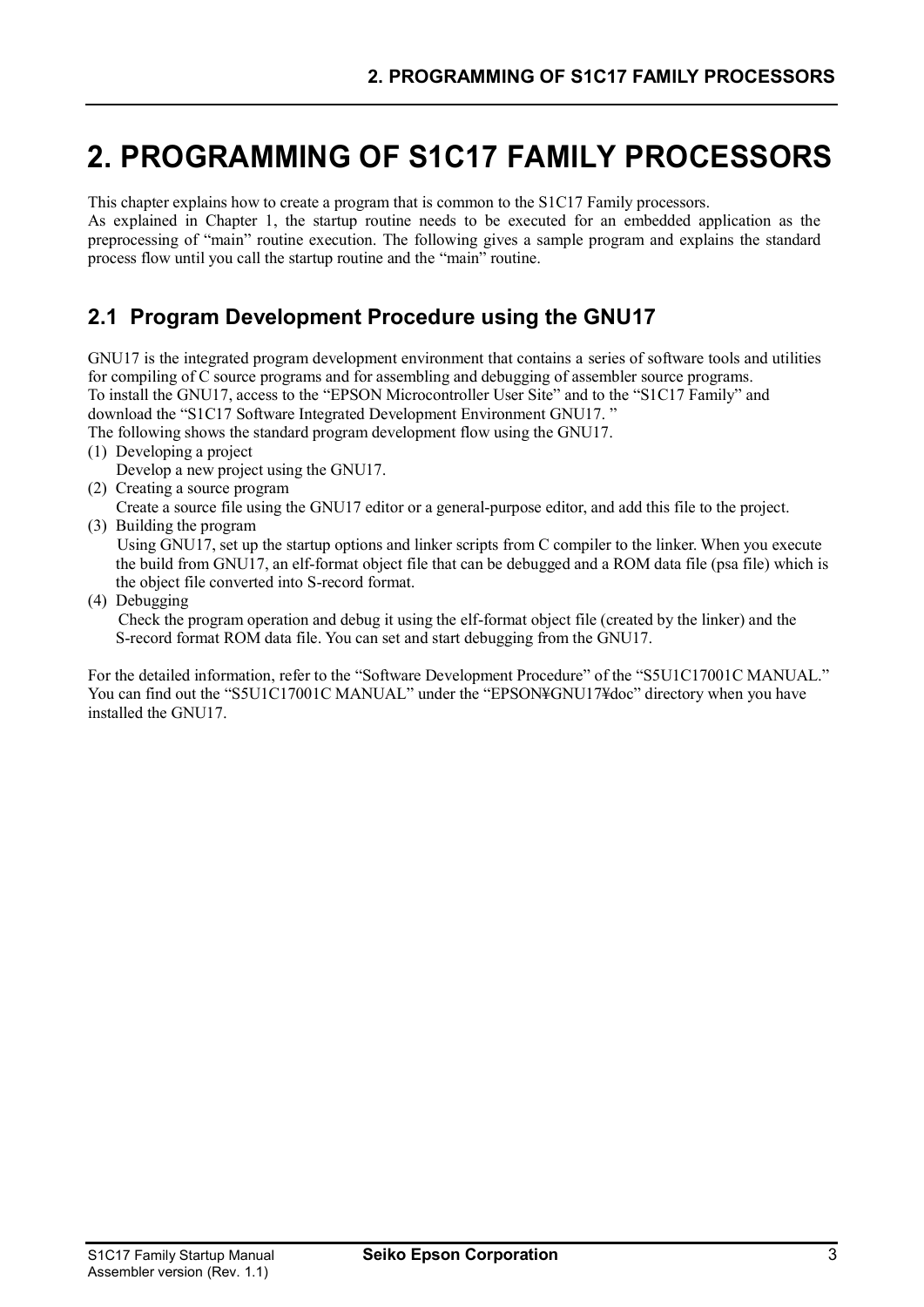# 2. PROGRAMMING OF S1C17 FAMILY PROCESSORS

This chapter explains how to create a program that is common to the S1C17 Family processors.
As explained in Chapter 1, the startup routine needs to be executed for an embedded application as the preprocessing of “main” routine execution. The following gives a sample program and explains the standard process flow until you call the startup routine and the “main” routine.

## 2.1 Program Development Procedure using the GNU17

GNU17 is the integrated program development environment that contains a series of software tools and utilities for compiling of C source programs and for assembling and debugging of assembler source programs.
To install the GNU17, access to the “EPSON Microcontroller User Site” and to the “S1C17 Family” and download the “S1C17 Software Integrated Development Environment GNU17. ”
The following shows the standard program development flow using the GNU17.

(1) Developing a project
    Develop a new project using the GNU17.
(2) Creating a source program
    Create a source file using the GNU17 editor or a general-purpose editor, and add this file to the project.
(3) Building the program
    Using GNU17, set up the startup options and linker scripts from C compiler to the linker. When you execute the build from GNU17, an elf-format object file that can be debugged and a ROM data file (psa file) which is the object file converted into S-record format.
(4) Debugging
    Check the program operation and debug it using the elf-format object file (created by the linker) and the S-record format ROM data file. You can set and start debugging from the GNU17.

For the detailed information, refer to the “Software Development Procedure” of the “S5U1C17001C MANUAL.” You can find out the “S5U1C17001C MANUAL” under the “EPSON¥GNU17¥doc” directory when you have installed the GNU17.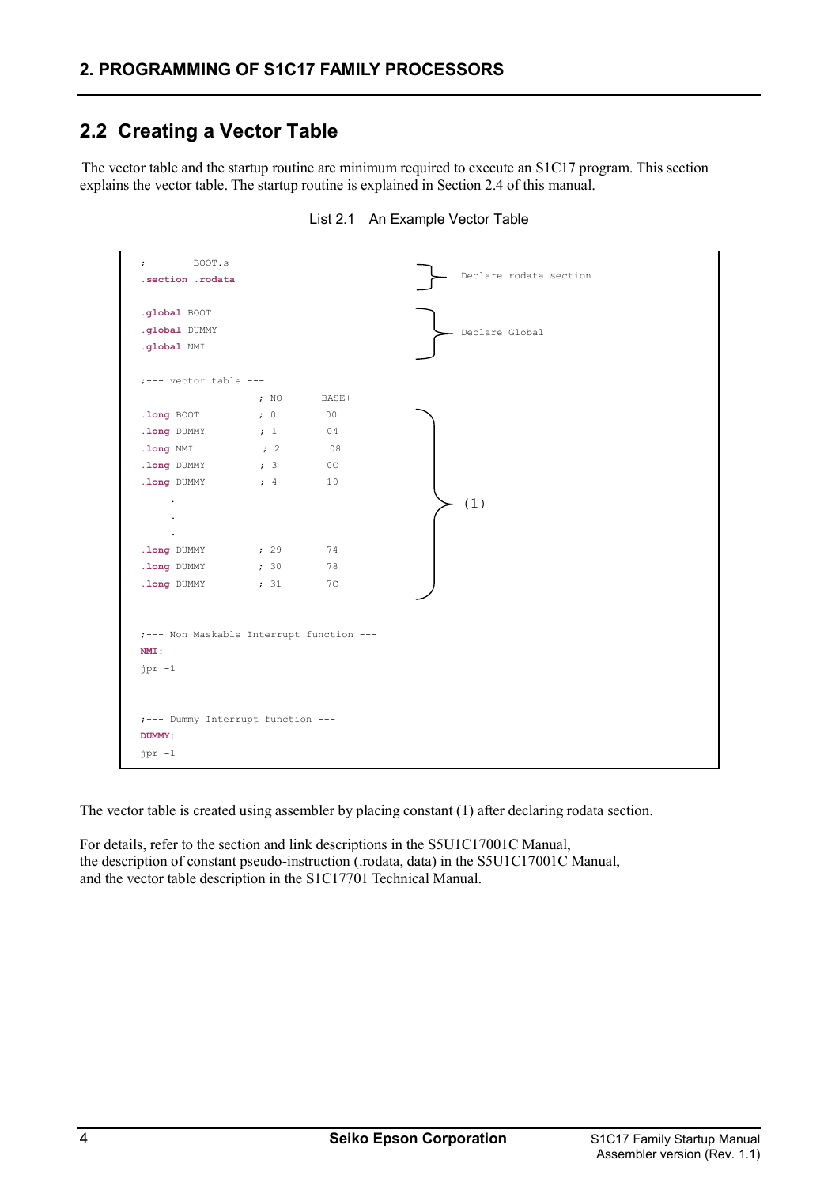## 2.2 Creating a Vector Table

The vector table and the startup routine are minimum required to execute an S1C17 program. This section explains the vector table. The startup routine is explained in Section 2.4 of this manual.

List 2.1 An Example Vector Table

```
;--------BOOT.s---------
.section .rodata                          } Declare rodata section

.global BOOT                              }
.global DUMMY                             } Declare Global
.global NMI                               }

;--- vector table ---
                    ; NO      BASE+
.long BOOT          ; 0       00          }
.long DUMMY         ; 1       04          }
.long NMI           ; 2       08          }
.long DUMMY         ; 3       0C          }
.long DUMMY         ; 4       10          }
     .                                    } (1)
     .                                    }
     .                                    }
.long DUMMY         ; 29      74          }
.long DUMMY         ; 30      78          }
.long DUMMY         ; 31      7C          }


;--- Non Maskable Interrupt function ---
NMI:
jpr -1


;--- Dummy Interrupt function ---
DUMMY:
jpr -1
```

The vector table is created using assembler by placing constant (1) after declaring rodata section.

For details, refer to the section and link descriptions in the S5U1C17001C Manual,
the description of constant pseudo-instruction (.rodata, data) in the S5U1C17001C Manual,
and the vector table description in the S1C17701 Technical Manual.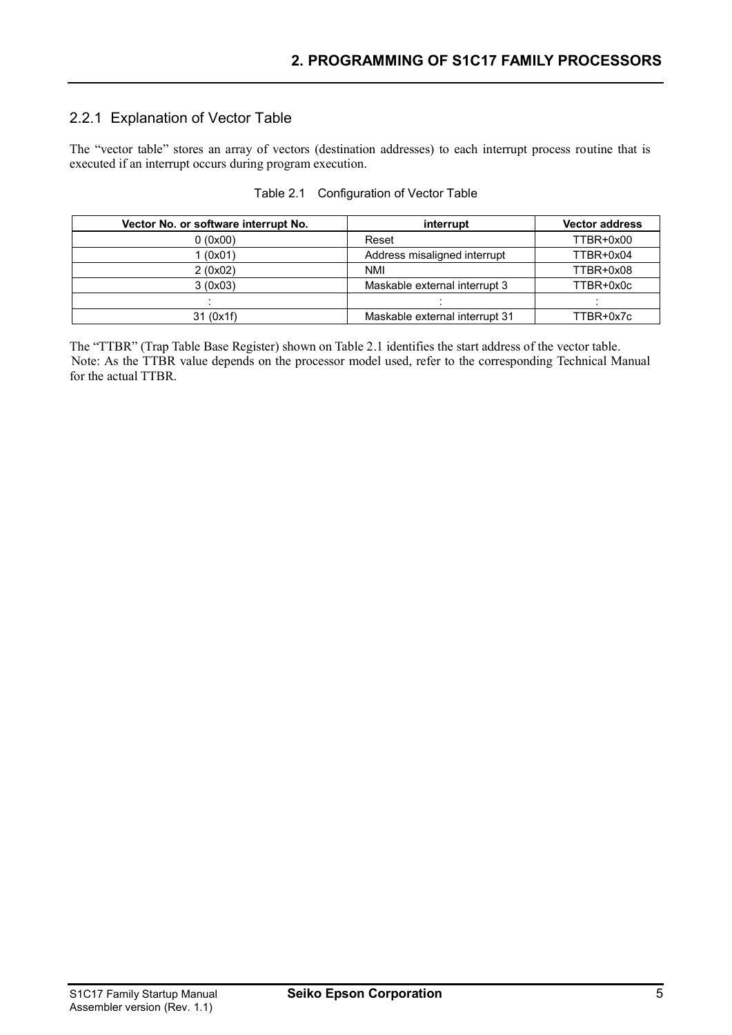### 2.2.1 Explanation of Vector Table

The "vector table" stores an array of vectors (destination addresses) to each interrupt process routine that is executed if an interrupt occurs during program execution.

Table 2.1 Configuration of Vector Table

| Vector No. or software interrupt No. | interrupt | Vector address |
|---|---|---|
| 0 (0x00) | Reset | TTBR+0x00 |
| 1 (0x01) | Address misaligned interrupt | TTBR+0x04 |
| 2 (0x02) | NMI | TTBR+0x08 |
| 3 (0x03) | Maskable external interrupt 3 | TTBR+0x0c |
| : | : | : |
| 31 (0x1f) | Maskable external interrupt 31 | TTBR+0x7c |

The "TTBR" (Trap Table Base Register) shown on Table 2.1 identifies the start address of the vector table.
Note: As the TTBR value depends on the processor model used, refer to the corresponding Technical Manual for the actual TTBR.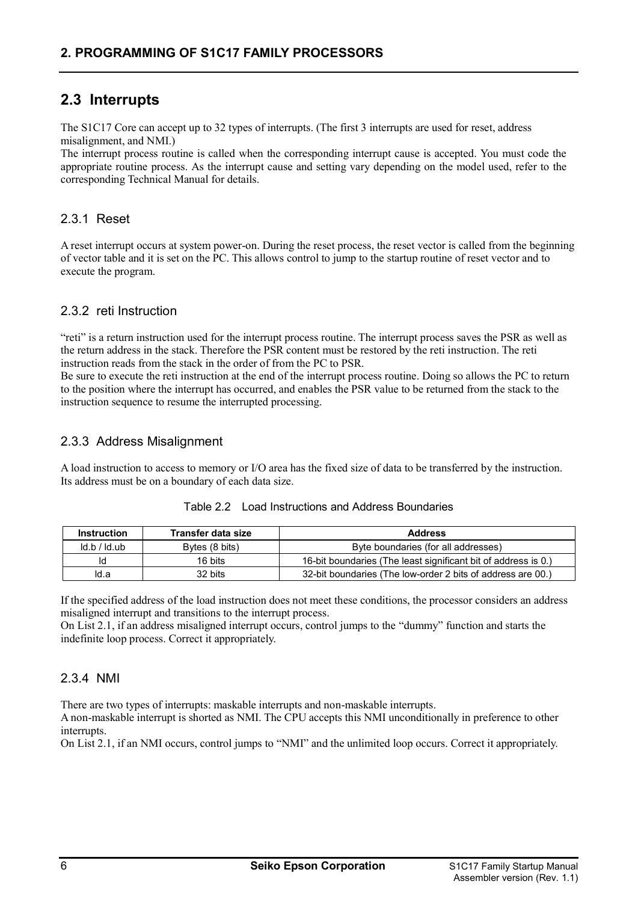## 2.3 Interrupts

The S1C17 Core can accept up to 32 types of interrupts. (The first 3 interrupts are used for reset, address misalignment, and NMI.)

The interrupt process routine is called when the corresponding interrupt cause is accepted. You must code the appropriate routine process. As the interrupt cause and setting vary depending on the model used, refer to the corresponding Technical Manual for details.

### 2.3.1 Reset

A reset interrupt occurs at system power-on. During the reset process, the reset vector is called from the beginning of vector table and it is set on the PC. This allows control to jump to the startup routine of reset vector and to execute the program.

### 2.3.2 reti Instruction

"reti" is a return instruction used for the interrupt process routine. The interrupt process saves the PSR as well as the return address in the stack. Therefore the PSR content must be restored by the reti instruction. The reti instruction reads from the stack in the order of from the PC to PSR.

Be sure to execute the reti instruction at the end of the interrupt process routine. Doing so allows the PC to return to the position where the interrupt has occurred, and enables the PSR value to be returned from the stack to the instruction sequence to resume the interrupted processing.

### 2.3.3 Address Misalignment

A load instruction to access to memory or I/O area has the fixed size of data to be transferred by the instruction. Its address must be on a boundary of each data size.

Table 2.2 Load Instructions and Address Boundaries

| Instruction | Transfer data size | Address |
|---|---|---|
| ld.b / ld.ub | Bytes (8 bits) | Byte boundaries (for all addresses) |
| ld | 16 bits | 16-bit boundaries (The least significant bit of address is 0.) |
| ld.a | 32 bits | 32-bit boundaries (The low-order 2 bits of address are 00.) |

If the specified address of the load instruction does not meet these conditions, the processor considers an address misaligned interrupt and transitions to the interrupt process.

On List 2.1, if an address misaligned interrupt occurs, control jumps to the "dummy" function and starts the indefinite loop process. Correct it appropriately.

### 2.3.4 NMI

There are two types of interrupts: maskable interrupts and non-maskable interrupts.

A non-maskable interrupt is shorted as NMI. The CPU accepts this NMI unconditionally in preference to other interrupts.

On List 2.1, if an NMI occurs, control jumps to "NMI" and the unlimited loop occurs. Correct it appropriately.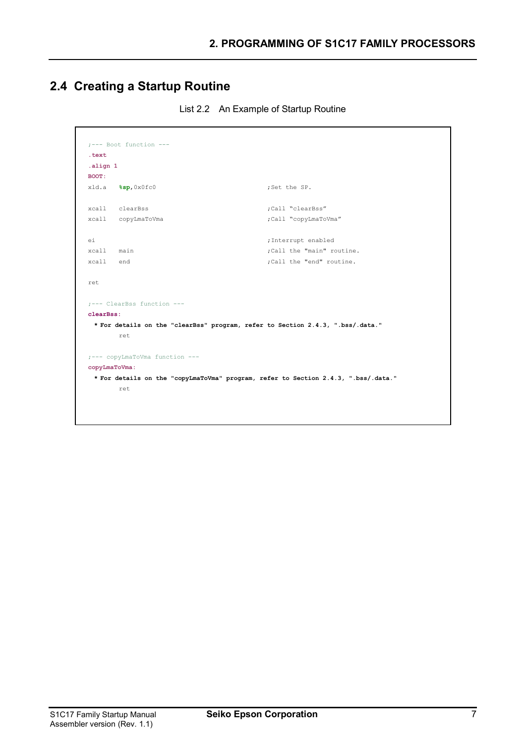## 2.4 Creating a Startup Routine

List 2.2 An Example of Startup Routine

```
;--- Boot function ---
.text
.align 1
BOOT:
xld.a   %sp,0x0fc0                              ;Set the SP.

xcall   clearBss                                ;Call "clearBss"
xcall   copyLmaToVma                            ;Call "copyLmaToVma"

ei                                              ;Interrupt enabled
xcall   main                                    ;Call the "main" routine.
xcall   end                                     ;Call the "end" routine.

ret

;--- ClearBss function ---
clearBss:
  * For details on the "clearBss" program, refer to Section 2.4.3, ".bss/.data."
        ret

;--- copyLmaToVma function ---
copyLmaToVma:
  * For details on the "copyLmaToVma" program, refer to Section 2.4.3, ".bss/.data."
        ret
```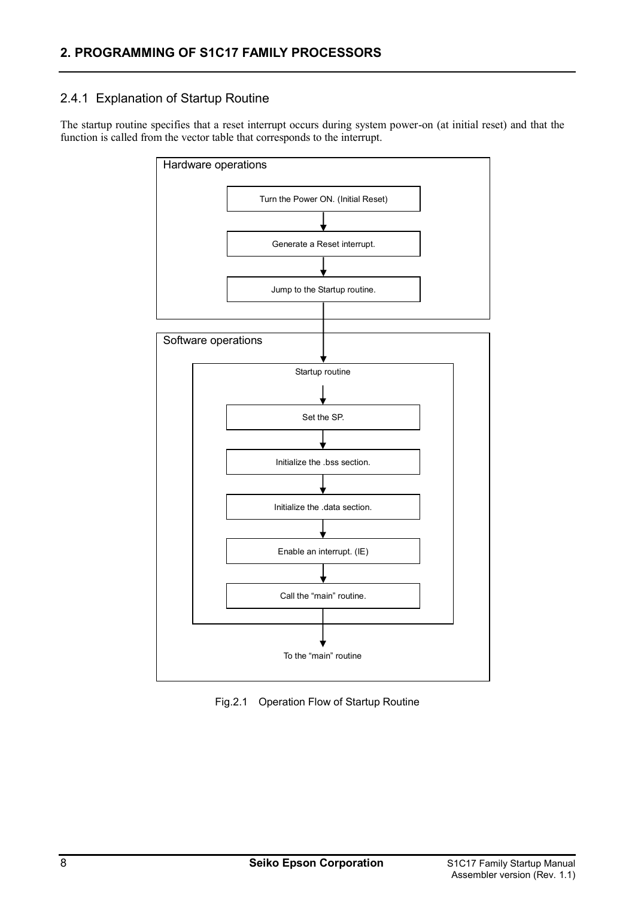### 2.4.1 Explanation of Startup Routine

The startup routine specifies that a reset interrupt occurs during system power-on (at initial reset) and that the function is called from the vector table that corresponds to the interrupt.

Hardware operations

- Turn the Power ON. (Initial Reset)
- Generate a Reset interrupt.
- Jump to the Startup routine.

Software operations

Startup routine

- Set the SP.
- Initialize the .bss section.
- Initialize the .data section.
- Enable an interrupt. (IE)
- Call the "main" routine.

To the "main" routine

Fig.2.1 Operation Flow of Startup Routine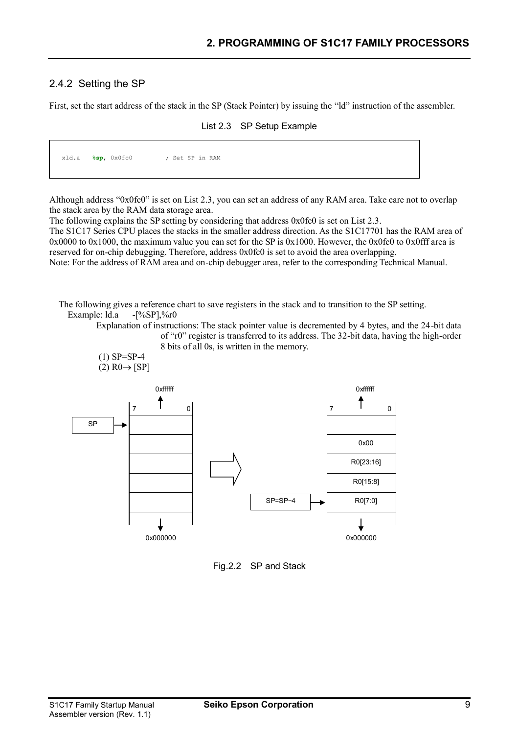### 2.4.2 Setting the SP

First, set the start address of the stack in the SP (Stack Pointer) by issuing the "ld" instruction of the assembler.

List 2.3 SP Setup Example

```
xld.a   %sp, 0x0fc0         ; Set SP in RAM
```

Although address "0x0fc0" is set on List 2.3, you can set an address of any RAM area. Take care not to overlap the stack area by the RAM data storage area.
The following explains the SP setting by considering that address 0x0fc0 is set on List 2.3.
The S1C17 Series CPU places the stacks in the smaller address direction. As the S1C17701 has the RAM area of 0x0000 to 0x1000, the maximum value you can set for the SP is 0x1000. However, the 0x0fc0 to 0x0fff area is reserved for on-chip debugging. Therefore, address 0x0fc0 is set to avoid the area overlapping.
Note: For the address of RAM area and on-chip debugger area, refer to the corresponding Technical Manual.

The following gives a reference chart to save registers in the stack and to transition to the SP setting.

Example: ld.a -[%SP],%r0

Explanation of instructions: The stack pointer value is decremented by 4 bytes, and the 24-bit data of "r0" register is transferred to its address. The 32-bit data, having the high-order 8 bits of all 0s, is written in the memory.

(1) SP=SP-4
(2) R0→ [SP]

0xffffff
7 0
SP
0x000000

0xffffff
7 0
0x00
R0[23:16]
R0[15:8]
SP=SP−4
R0[7:0]
0x000000

Fig.2.2 SP and Stack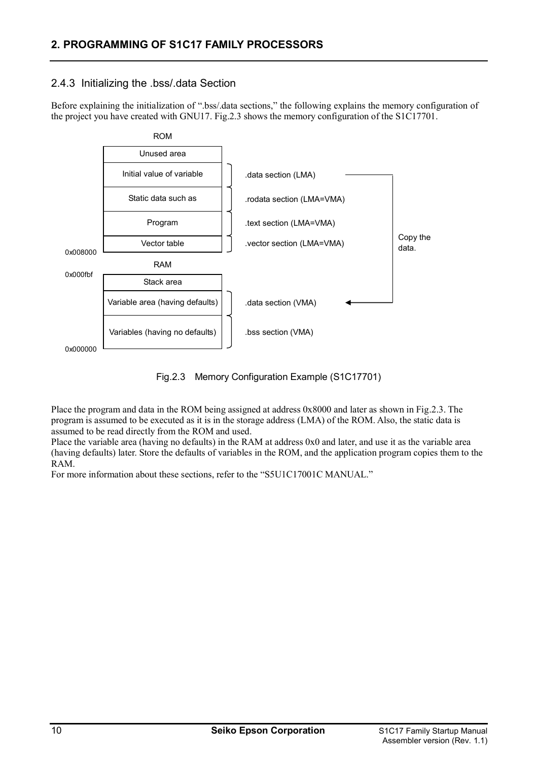### 2.4.3 Initializing the .bss/.data Section

Before explaining the initialization of ".bss/.data sections," the following explains the memory configuration of the project you have created with GNU17. Fig.2.3 shows the memory configuration of the S1C17701.

ROM

Unused area

Initial value of variable — .data section (LMA)

Static data such as — .rodata section (LMA=VMA)

Program — .text section (LMA=VMA)

Vector table — .vector section (LMA=VMA)

0x008000

RAM

0x000fbf

Stack area

Variable area (having defaults) — .data section (VMA)

Variables (having no defaults) — .bss section (VMA)

0x000000

Copy the data.

Fig.2.3 Memory Configuration Example (S1C17701)

Place the program and data in the ROM being assigned at address 0x8000 and later as shown in Fig.2.3. The program is assumed to be executed as it is in the storage address (LMA) of the ROM. Also, the static data is assumed to be read directly from the ROM and used.
Place the variable area (having no defaults) in the RAM at address 0x0 and later, and use it as the variable area (having defaults) later. Store the defaults of variables in the ROM, and the application program copies them to the RAM.
For more information about these sections, refer to the "S5U1C17001C MANUAL."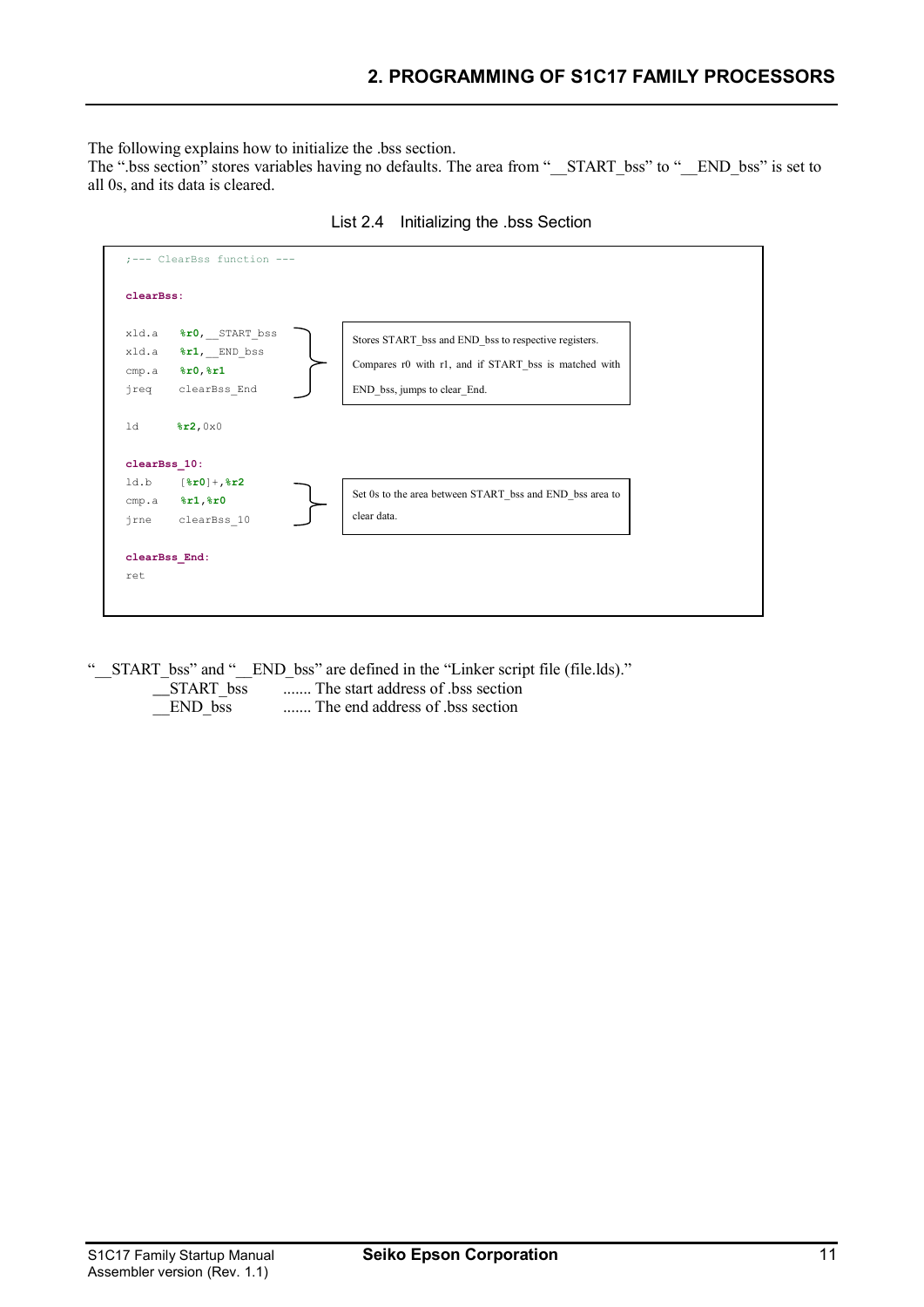The following explains how to initialize the .bss section.
The ".bss section" stores variables having no defaults. The area from "__START_bss" to "__END_bss" is set to all 0s, and its data is cleared.

List 2.4 Initializing the .bss Section

```
;--- ClearBss function ---

clearBss:

xld.a   %r0,__START_bss
xld.a   %r1,__END_bss
cmp.a   %r0,%r1
jreq    clearBss_End

ld      %r2,0x0

clearBss_10:
ld.b    [%r0]+,%r2
cmp.a   %r1,%r0
jrne    clearBss_10

clearBss_End:
ret
```

(xld.a … jreq clearBss_End): Stores START_bss and END_bss to respective registers. Compares r0 with r1, and if START_bss is matched with END_bss, jumps to clear_End.

(ld.b … jrne clearBss_10): Set 0s to the area between START_bss and END_bss area to clear data.

"__START_bss" and "__END_bss" are defined in the "Linker script file (file.lds)."

| | |
|---|---|
| __START_bss | ....... The start address of .bss section |
| __END_bss | ....... The end address of .bss section |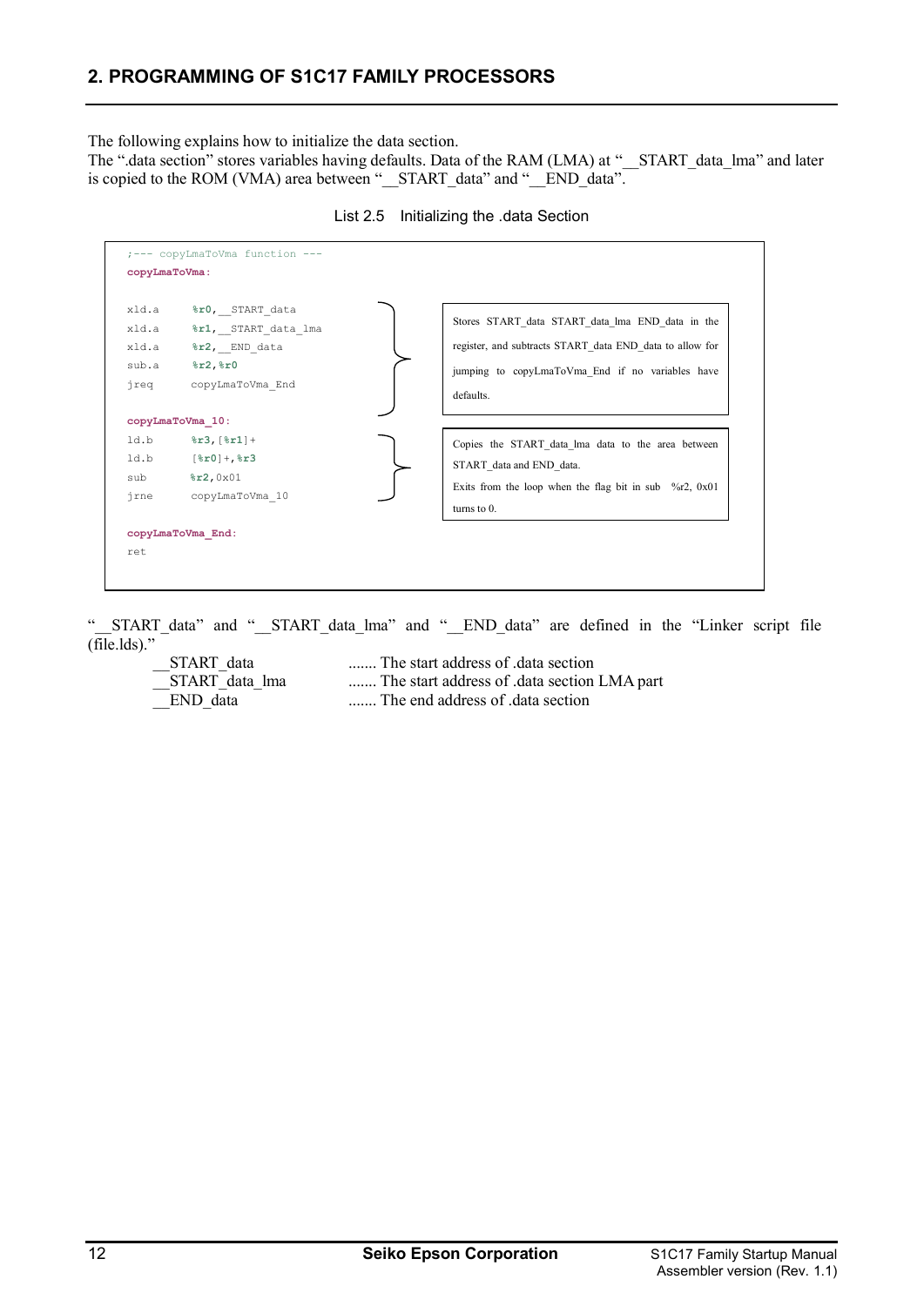The following explains how to initialize the data section.
The ".data section" stores variables having defaults. Data of the RAM (LMA) at "__START_data_lma" and later is copied to the ROM (VMA) area between "__START_data" and "__END_data".

List 2.5 Initializing the .data Section

```
;--- copyLmaToVma function ---
copyLmaToVma:

xld.a     %r0,__START_data
xld.a     %r1,__START_data_lma
xld.a     %r2,__END_data
sub.a     %r2,%r0
jreq      copyLmaToVma_End

copyLmaToVma_10:
ld.b      %r3,[%r1]+
ld.b      [%r0]+,%r3
sub       %r2,0x01
jrne      copyLmaToVma_10

copyLmaToVma_End:
ret
```

Stores START_data START_data_lma END_data in the register, and subtracts START_data END_data to allow for jumping to copyLmaToVma_End if no variables have defaults.

Copies the START_data_lma data to the area between START_data and END_data.
Exits from the loop when the flag bit in sub %r2, 0x01 turns to 0.

"__START_data" and "__START_data_lma" and "__END_data" are defined in the "Linker script file (file.lds)."

- __START_data ....... The start address of .data section
- __START_data_lma ....... The start address of .data section LMA part
- __END_data ....... The end address of .data section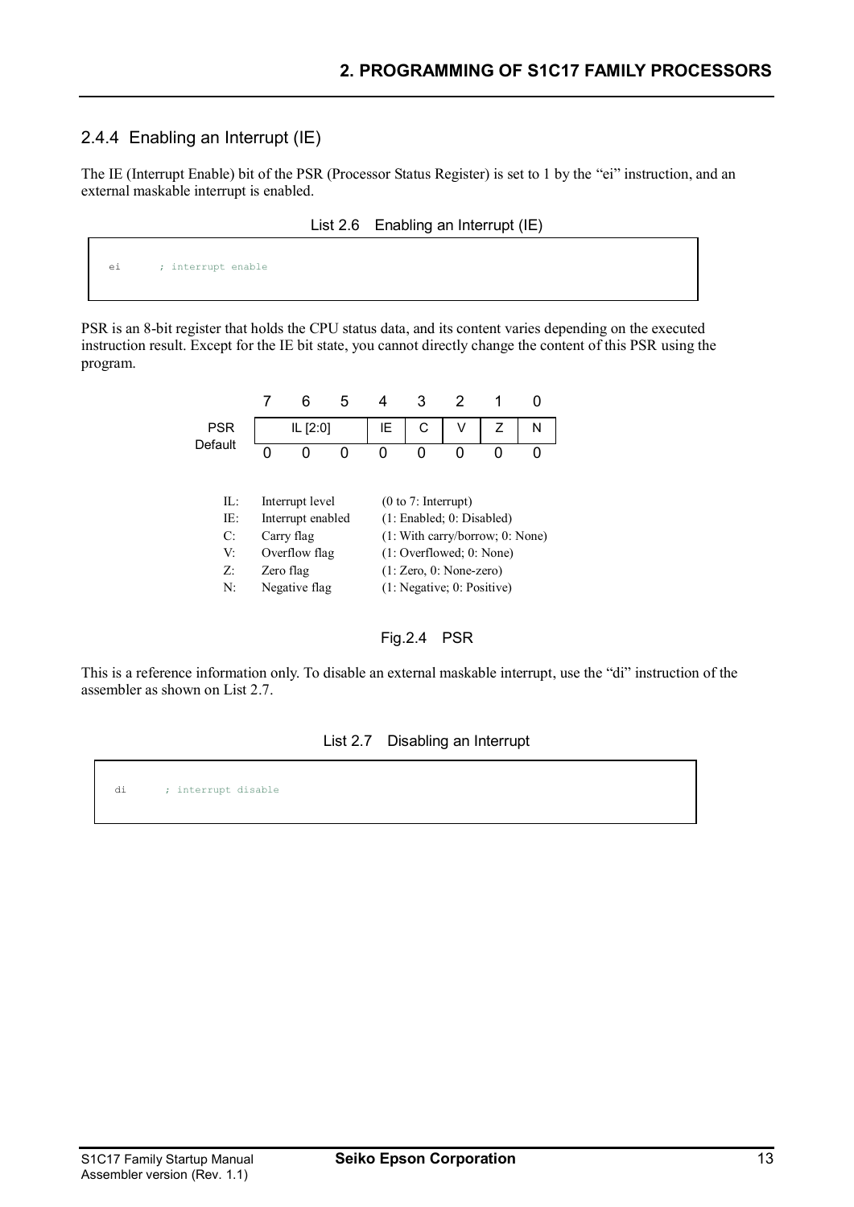### 2.4.4 Enabling an Interrupt (IE)

The IE (Interrupt Enable) bit of the PSR (Processor Status Register) is set to 1 by the "ei" instruction, and an external maskable interrupt is enabled.

List 2.6 Enabling an Interrupt (IE)

```
ei      ; interrupt enable
```

PSR is an 8-bit register that holds the CPU status data, and its content varies depending on the executed instruction result. Except for the IE bit state, you cannot directly change the content of this PSR using the program.

| | 7 | 6 | 5 | 4 | 3 | 2 | 1 | 0 |
|---|---|---|---|---|---|---|---|---|
| PSR | IL [2:0] | | | IE | C | V | Z | N |
| Default | 0 | 0 | 0 | 0 | 0 | 0 | 0 | 0 |

| | | |
|---|---|---|
| IL: | Interrupt level | (0 to 7: Interrupt) |
| IE: | Interrupt enabled | (1: Enabled; 0: Disabled) |
| C: | Carry flag | (1: With carry/borrow; 0: None) |
| V: | Overflow flag | (1: Overflowed; 0: None) |
| Z: | Zero flag | (1: Zero, 0: None-zero) |
| N: | Negative flag | (1: Negative; 0: Positive) |

Fig.2.4 PSR

This is a reference information only. To disable an external maskable interrupt, use the "di" instruction of the assembler as shown on List 2.7.

List 2.7 Disabling an Interrupt

```
di      ; interrupt disable
```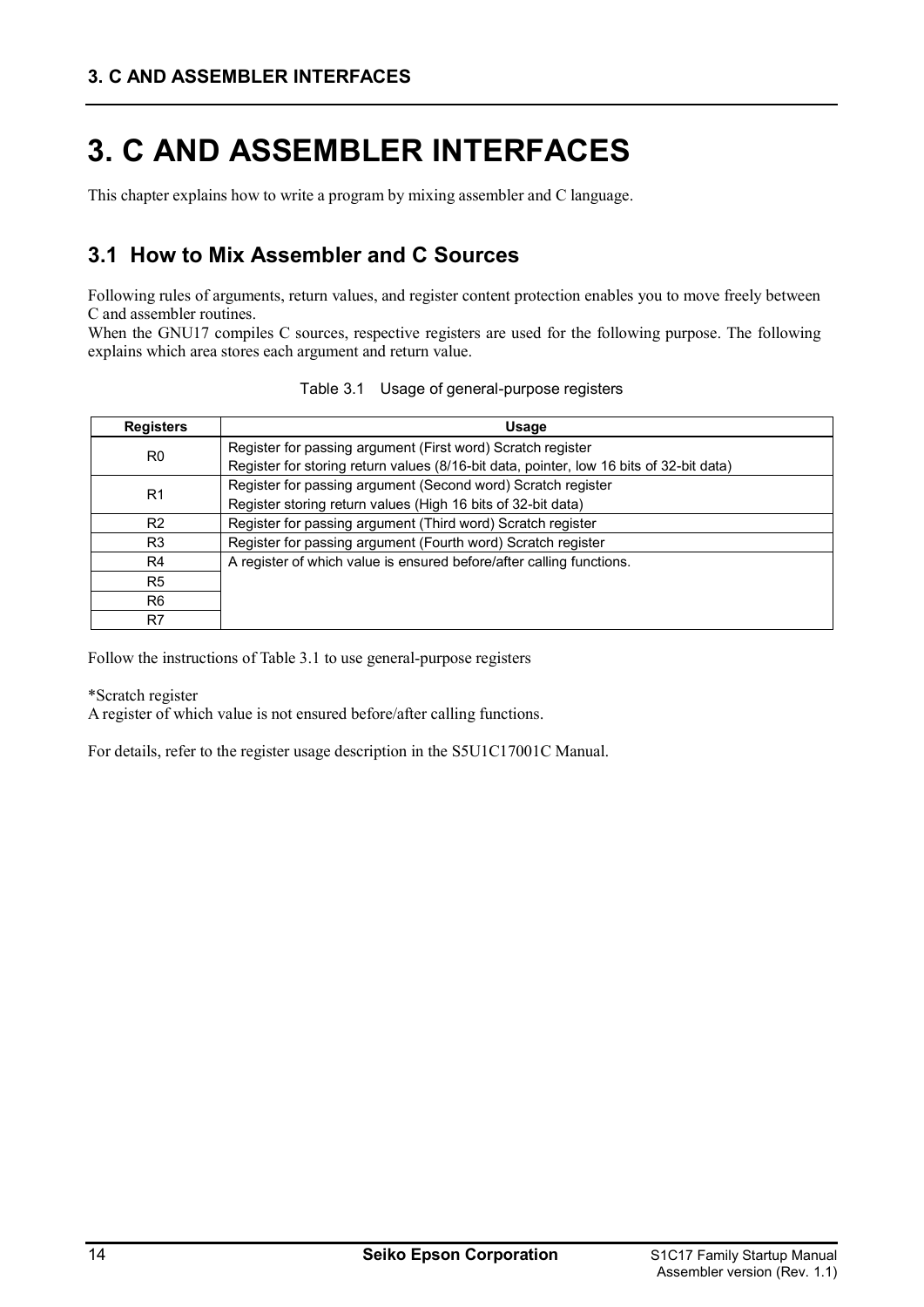# 3. C AND ASSEMBLER INTERFACES

This chapter explains how to write a program by mixing assembler and C language.

## 3.1 How to Mix Assembler and C Sources

Following rules of arguments, return values, and register content protection enables you to move freely between C and assembler routines.
When the GNU17 compiles C sources, respective registers are used for the following purpose. The following explains which area stores each argument and return value.

Table 3.1 Usage of general-purpose registers

| Registers | Usage |
|---|---|
| R0 | Register for passing argument (First word) Scratch register<br>Register for storing return values (8/16-bit data, pointer, low 16 bits of 32-bit data) |
| R1 | Register for passing argument (Second word) Scratch register<br>Register storing return values (High 16 bits of 32-bit data) |
| R2 | Register for passing argument (Third word) Scratch register |
| R3 | Register for passing argument (Fourth word) Scratch register |
| R4 | A register of which value is ensured before/after calling functions. |
| R5 | |
| R6 | |
| R7 | |

Follow the instructions of Table 3.1 to use general-purpose registers

*Scratch register
A register of which value is not ensured before/after calling functions.

For details, refer to the register usage description in the S5U1C17001C Manual.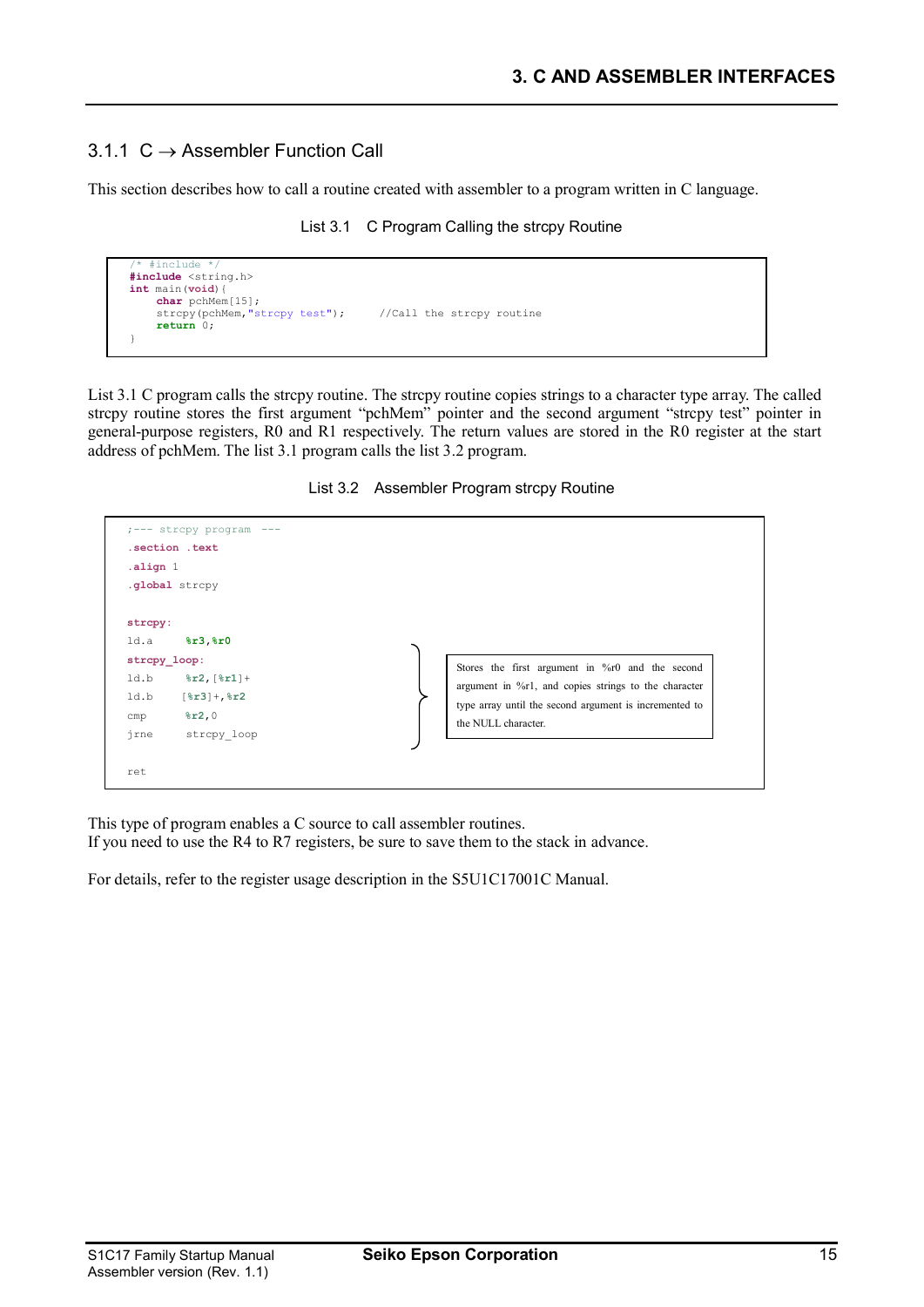### 3.1.1 C → Assembler Function Call

This section describes how to call a routine created with assembler to a program written in C language.

List 3.1 C Program Calling the strcpy Routine

```
/* #include */
#include <string.h>
int main(void){
    char pchMem[15];
    strcpy(pchMem,"strcpy test");     //Call the strcpy routine
    return 0;
}
```

List 3.1 C program calls the strcpy routine. The strcpy routine copies strings to a character type array. The called strcpy routine stores the first argument "pchMem" pointer and the second argument "strcpy test" pointer in general-purpose registers, R0 and R1 respectively. The return values are stored in the R0 register at the start address of pchMem. The list 3.1 program calls the list 3.2 program.

List 3.2 Assembler Program strcpy Routine

```
;--- strcpy program ---
.section .text
.align 1
.global strcpy

strcpy:
ld.a      %r3,%r0
strcpy_loop:
ld.b      %r2,[%r1]+
ld.b     [%r3]+,%r2
cmp       %r2,0
jrne      strcpy_loop

ret
```

Stores the first argument in %r0 and the second argument in %r1, and copies strings to the character type array until the second argument is incremented to the NULL character.

This type of program enables a C source to call assembler routines.
If you need to use the R4 to R7 registers, be sure to save them to the stack in advance.

For details, refer to the register usage description in the S5U1C17001C Manual.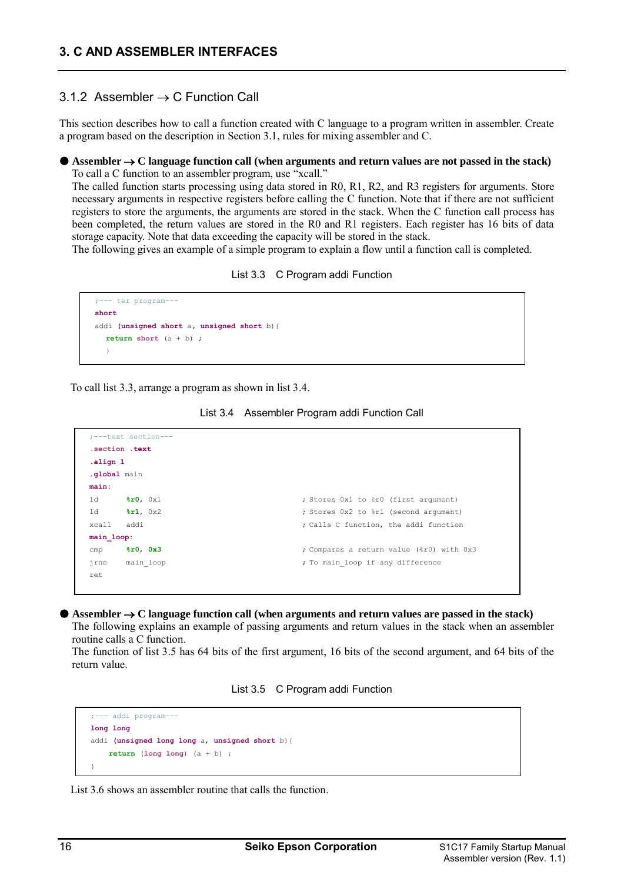# 3. C AND ASSEMBLER INTERFACES

## 3.1.2 Assembler → C Function Call

This section describes how to call a function created with C language to a program written in assembler. Create a program based on the description in Section 3.1, rules for mixing assembler and C.

● **Assembler → C language function call (when arguments and return values are not passed in the stack)**

To call a C function to an assembler program, use "xcall."

The called function starts processing using data stored in R0, R1, R2, and R3 registers for arguments. Store necessary arguments in respective registers before calling the C function. Note that if there are not sufficient registers to store the arguments, the arguments are stored in the stack. When the C function call process has been completed, the return values are stored in the R0 and R1 registers. Each register has 16 bits of data storage capacity. Note that data exceeding the capacity will be stored in the stack.

The following gives an example of a simple program to explain a flow until a function call is completed.

List 3.3 C Program addi Function

```
;--- ter program---
short
addi (unsigned short a, unsigned short b){
   return short (a + b) ;
   }
```

To call list 3.3, arrange a program as shown in list 3.4.

List 3.4 Assembler Program addi Function Call

```
;---text section---
.section .text
.align 1
.global main
main:
ld      %r0, 0x1                        ; Stores 0x1 to %r0 (first argument)
ld      %r1, 0x2                        ; Stores 0x2 to %r1 (second argument)
xcall   addi                            ; Calls C function, the addi function
main_loop:
cmp     %r0, 0x3                        ; Compares a return value (%r0) with 0x3
jrne    main_loop                       ; To main_loop if any difference
ret
```

● **Assembler → C language function call (when arguments and return values are passed in the stack)**

The following explains an example of passing arguments and return values in the stack when an assembler routine calls a C function.

The function of list 3.5 has 64 bits of the first argument, 16 bits of the second argument, and 64 bits of the return value.

List 3.5 C Program addi Function

```
;--- addi program---
long long
addi (unsigned long long a, unsigned short b){
    return (long long) (a + b) ;
}
```

List 3.6 shows an assembler routine that calls the function.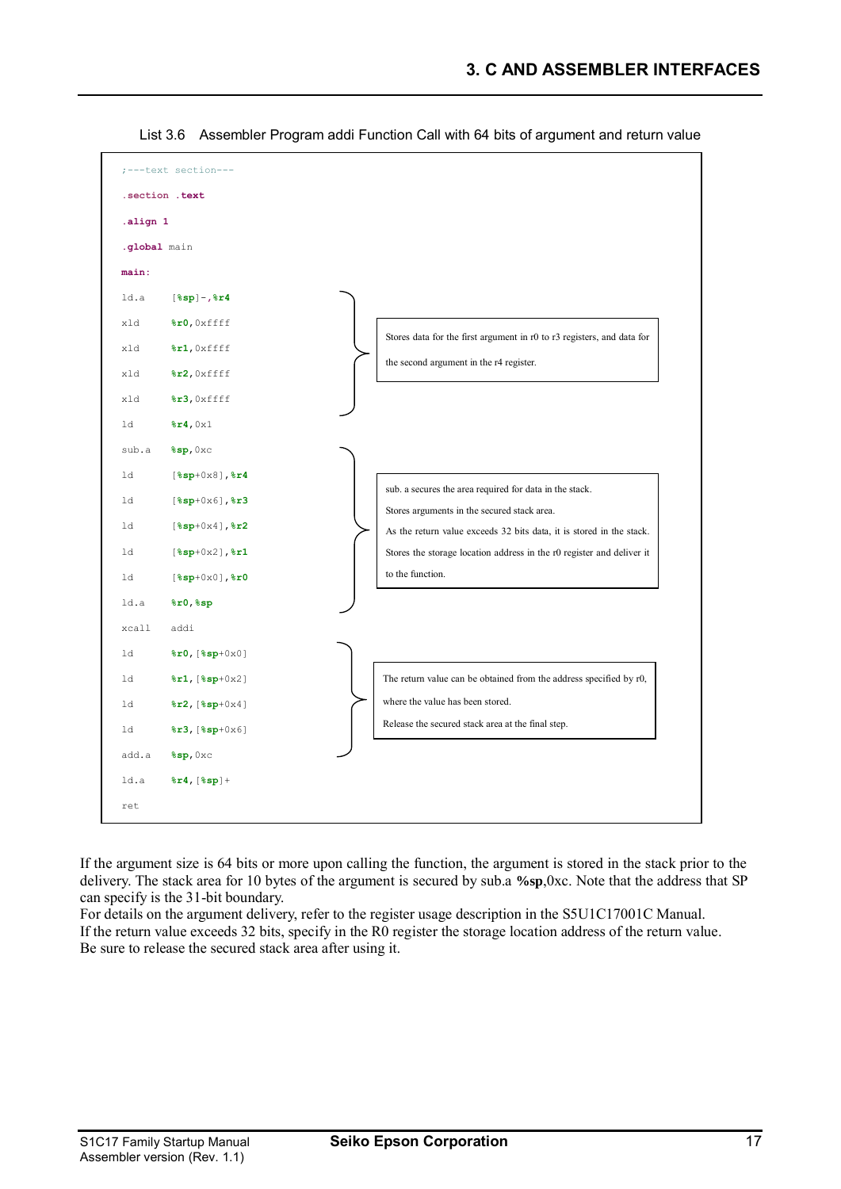List 3.6 Assembler Program addi Function Call with 64 bits of argument and return value

```
;---text section---
.section .text
.align 1
.global main
main:
ld.a    [%sp]-,%r4
xld     %r0,0xffff
xld     %r1,0xffff
xld     %r2,0xffff
xld     %r3,0xffff
ld      %r4,0x1
sub.a   %sp,0xc
ld      [%sp+0x8],%r4
ld      [%sp+0x6],%r3
ld      [%sp+0x4],%r2
ld      [%sp+0x2],%r1
ld      [%sp+0x0],%r0
ld.a    %r0,%sp
xcall   addi
ld      %r0,[%sp+0x0]
ld      %r1,[%sp+0x2]
ld      %r2,[%sp+0x4]
ld      %r3,[%sp+0x6]
add.a   %sp,0xc
ld.a    %r4,[%sp]+
ret
```

Annotations:

- (ld.a [%sp]-,%r4 through ld %r4,0x1) Stores data for the first argument in r0 to r3 registers, and data for the second argument in the r4 register.
- (sub.a %sp,0xc through ld.a %r0,%sp) sub. a secures the area required for data in the stack. Stores arguments in the secured stack area. As the return value exceeds 32 bits data, it is stored in the stack. Stores the storage location address in the r0 register and deliver it to the function.
- (ld %r0,[%sp+0x0] through add.a %sp,0xc) The return value can be obtained from the address specified by r0, where the value has been stored. Release the secured stack area at the final step.

If the argument size is 64 bits or more upon calling the function, the argument is stored in the stack prior to the delivery. The stack area for 10 bytes of the argument is secured by sub.a **%sp**,0xc. Note that the address that SP can specify is the 31-bit boundary.
For details on the argument delivery, refer to the register usage description in the S5U1C17001C Manual.
If the return value exceeds 32 bits, specify in the R0 register the storage location address of the return value.
Be sure to release the secured stack area after using it.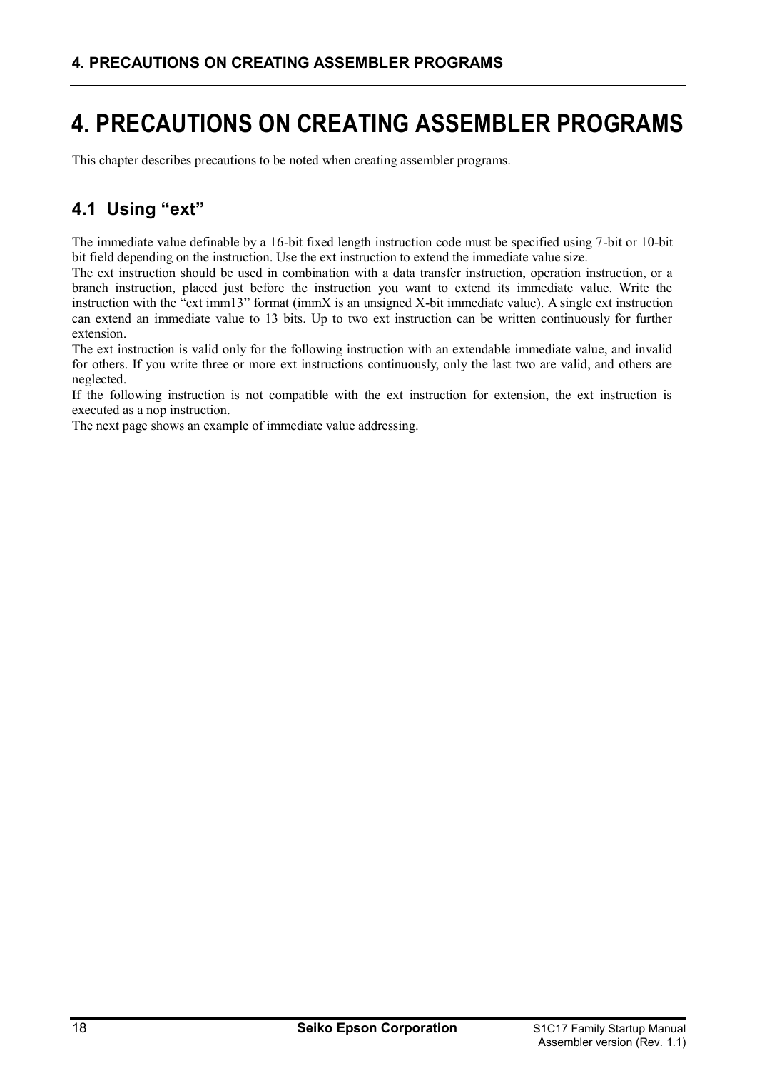# 4. PRECAUTIONS ON CREATING ASSEMBLER PROGRAMS

This chapter describes precautions to be noted when creating assembler programs.

## 4.1 Using "ext"

The immediate value definable by a 16-bit fixed length instruction code must be specified using 7-bit or 10-bit bit field depending on the instruction. Use the ext instruction to extend the immediate value size.

The ext instruction should be used in combination with a data transfer instruction, operation instruction, or a branch instruction, placed just before the instruction you want to extend its immediate value. Write the instruction with the "ext imm13" format (immX is an unsigned X-bit immediate value). A single ext instruction can extend an immediate value to 13 bits. Up to two ext instruction can be written continuously for further extension.

The ext instruction is valid only for the following instruction with an extendable immediate value, and invalid for others. If you write three or more ext instructions continuously, only the last two are valid, and others are neglected.

If the following instruction is not compatible with the ext instruction for extension, the ext instruction is executed as a nop instruction.

The next page shows an example of immediate value addressing.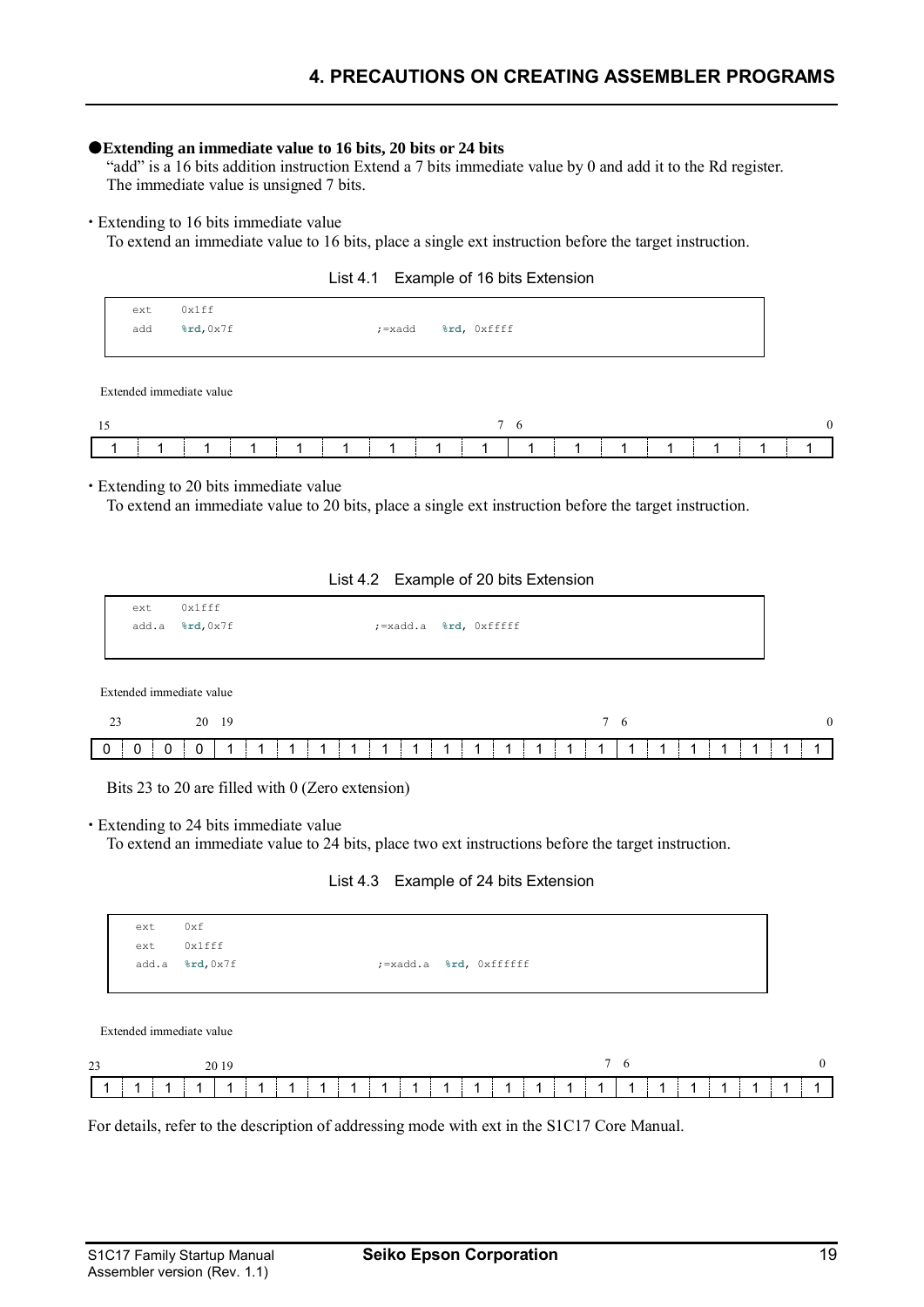**●Extending an immediate value to 16 bits, 20 bits or 24 bits**

"add" is a 16 bits addition instruction Extend a 7 bits immediate value by 0 and add it to the Rd register. The immediate value is unsigned 7 bits.

・Extending to 16 bits immediate value

To extend an immediate value to 16 bits, place a single ext instruction before the target instruction.

List 4.1 Example of 16 bits Extension

```
ext     0x1ff
add     %rd,0x7f                    ;=xadd    %rd, 0xffff
```

Extended immediate value

| 15 | | | | | | | | 7 | 6 | | | | | | 0 |
|---|---|---|---|---|---|---|---|---|---|---|---|---|---|---|---|
| 1 | 1 | 1 | 1 | 1 | 1 | 1 | 1 | 1 | 1 | 1 | 1 | 1 | 1 | 1 | 1 |

・Extending to 20 bits immediate value

To extend an immediate value to 20 bits, place a single ext instruction before the target instruction.

List 4.2 Example of 20 bits Extension

```
ext     0x1fff
add.a   %rd,0x7f                    ;=xadd.a  %rd, 0xfffff
```

Extended immediate value

| 23 | | | 20 | 19 | | | | | | | | | | | | 7 | 6 | | | | | | 0 |
|---|---|---|---|---|---|---|---|---|---|---|---|---|---|---|---|---|---|---|---|---|---|---|---|
| 0 | 0 | 0 | 0 | 1 | 1 | 1 | 1 | 1 | 1 | 1 | 1 | 1 | 1 | 1 | 1 | 1 | 1 | 1 | 1 | 1 | 1 | 1 | 1 |

Bits 23 to 20 are filled with 0 (Zero extension)

・Extending to 24 bits immediate value

To extend an immediate value to 24 bits, place two ext instructions before the target instruction.

List 4.3 Example of 24 bits Extension

```
ext     0xf
ext     0x1fff
add.a   %rd,0x7f                    ;=xadd.a  %rd, 0xffffff
```

Extended immediate value

| 23 | | | 20 | 19 | | | | | | | | | | | | 7 | 6 | | | | | | 0 |
|---|---|---|---|---|---|---|---|---|---|---|---|---|---|---|---|---|---|---|---|---|---|---|---|
| 1 | 1 | 1 | 1 | 1 | 1 | 1 | 1 | 1 | 1 | 1 | 1 | 1 | 1 | 1 | 1 | 1 | 1 | 1 | 1 | 1 | 1 | 1 | 1 |

For details, refer to the description of addressing mode with ext in the S1C17 Core Manual.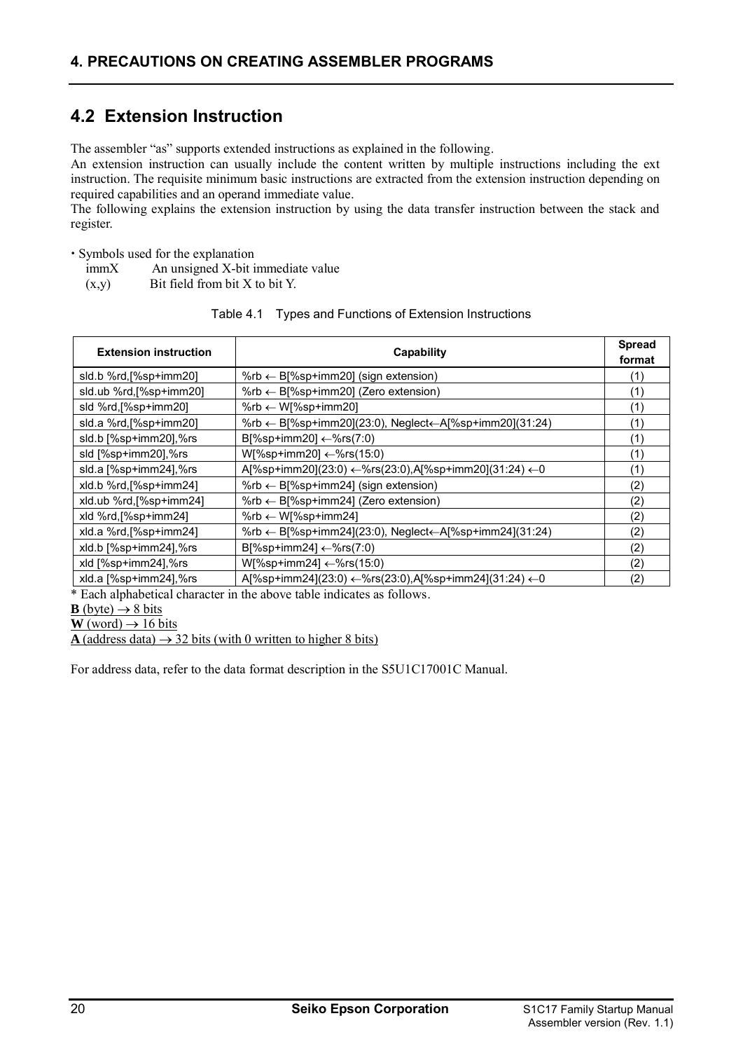## 4.2 Extension Instruction

The assembler "as" supports extended instructions as explained in the following.
An extension instruction can usually include the content written by multiple instructions including the ext instruction. The requisite minimum basic instructions are extracted from the extension instruction depending on required capabilities and an operand immediate value.
The following explains the extension instruction by using the data transfer instruction between the stack and register.

- Symbols used for the explanation
  - immX  An unsigned X-bit immediate value
  - (x,y)  Bit field from bit X to bit Y.

Table 4.1 Types and Functions of Extension Instructions

| Extension instruction | Capability | Spread format |
|---|---|---|
| sld.b %rd,[%sp+imm20] | %rb ← B[%sp+imm20] (sign extension) | (1) |
| sld.ub %rd,[%sp+imm20] | %rb ← B[%sp+imm20] (Zero extension) | (1) |
| sld %rd,[%sp+imm20] | %rb ← W[%sp+imm20] | (1) |
| sld.a %rd,[%sp+imm20] | %rb ← B[%sp+imm20](23:0), Neglect←A[%sp+imm20](31:24) | (1) |
| sld.b [%sp+imm20],%rs | B[%sp+imm20] ←%rs(7:0) | (1) |
| sld [%sp+imm20],%rs | W[%sp+imm20] ←%rs(15:0) | (1) |
| sld.a [%sp+imm24],%rs | A[%sp+imm20](23:0) ←%rs(23:0),A[%sp+imm20](31:24) ←0 | (1) |
| xld.b %rd,[%sp+imm24] | %rb ← B[%sp+imm24] (sign extension) | (2) |
| xld.ub %rd,[%sp+imm24] | %rb ← B[%sp+imm24] (Zero extension) | (2) |
| xld %rd,[%sp+imm24] | %rb ← W[%sp+imm24] | (2) |
| xld.a %rd,[%sp+imm24] | %rb ← B[%sp+imm24](23:0), Neglect←A[%sp+imm24](31:24) | (2) |
| xld.b [%sp+imm24],%rs | B[%sp+imm24] ←%rs(7:0) | (2) |
| xld [%sp+imm24],%rs | W[%sp+imm24] ←%rs(15:0) | (2) |
| xld.a [%sp+imm24],%rs | A[%sp+imm24](23:0) ←%rs(23:0),A[%sp+imm24](31:24) ←0 | (2) |

* Each alphabetical character in the above table indicates as follows.

**B** (byte) → 8 bits

**W** (word) → 16 bits

**A** (address data) → 32 bits (with 0 written to higher 8 bits)

For address data, refer to the data format description in the S5U1C17001C Manual.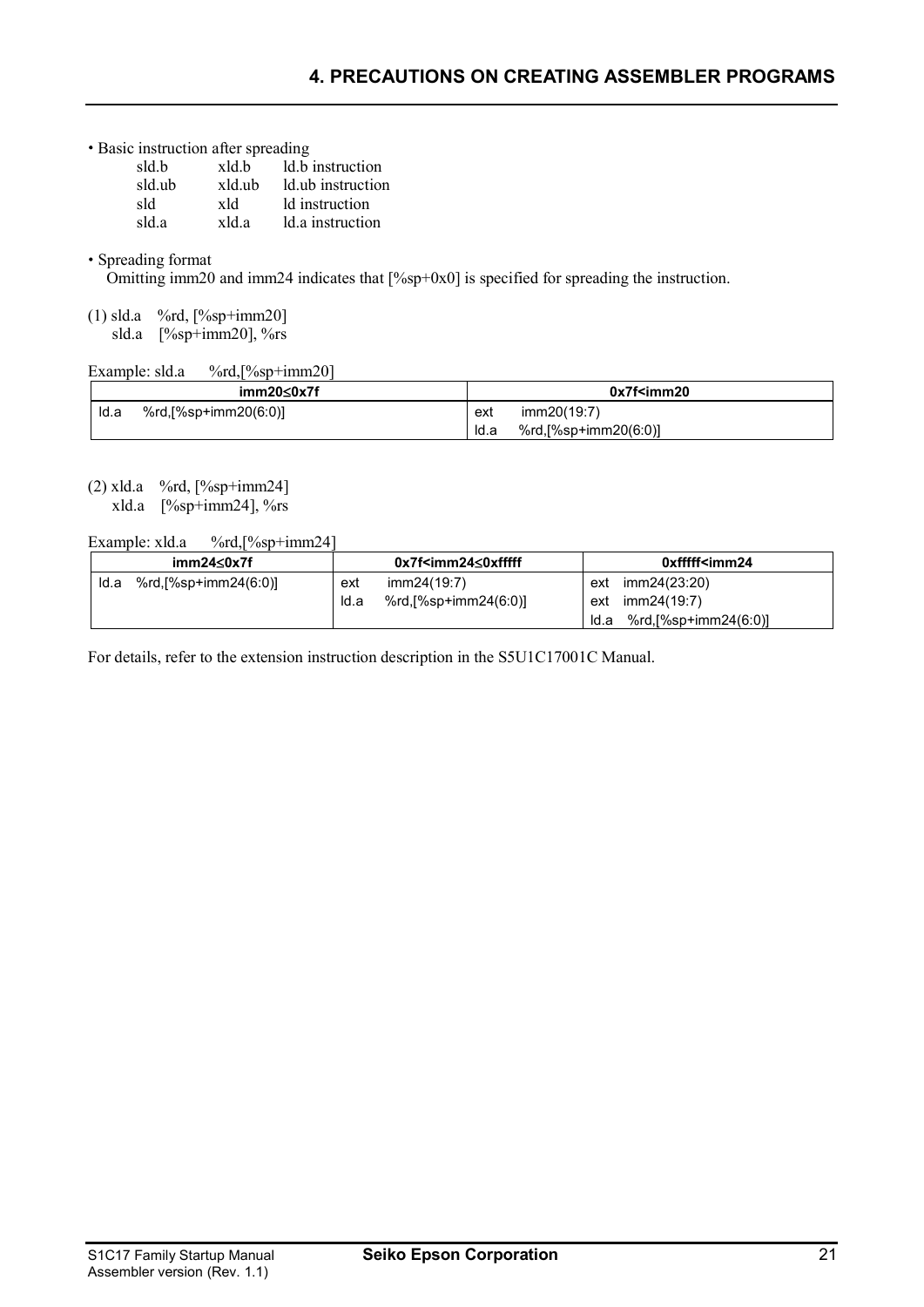• Basic instruction after spreading

| | | |
|---|---|---|
| sld.b | xld.b | ld.b instruction |
| sld.ub | xld.ub | ld.ub instruction |
| sld | xld | ld instruction |
| sld.a | xld.a | ld.a instruction |

• Spreading format

Omitting imm20 and imm24 indicates that [%sp+0x0] is specified for spreading the instruction.

(1) sld.a %rd, [%sp+imm20]
    sld.a [%sp+imm20], %rs

Example: sld.a %rd,[%sp+imm20]

| imm20≤0x7f | 0x7f<imm20 |
|---|---|
| ld.a %rd,[%sp+imm20(6:0)] | ext imm20(19:7)<br>ld.a %rd,[%sp+imm20(6:0)] |

(2) xld.a %rd, [%sp+imm24]
    xld.a [%sp+imm24], %rs

Example: xld.a %rd,[%sp+imm24]

| imm24≤0x7f | 0x7f<imm24≤0xfffff | 0xfffff<imm24 |
|---|---|---|
| ld.a %rd,[%sp+imm24(6:0)] | ext imm24(19:7)<br>ld.a %rd,[%sp+imm24(6:0)] | ext imm24(23:20)<br>ext imm24(19:7)<br>ld.a %rd,[%sp+imm24(6:0)] |

For details, refer to the extension instruction description in the S5U1C17001C Manual.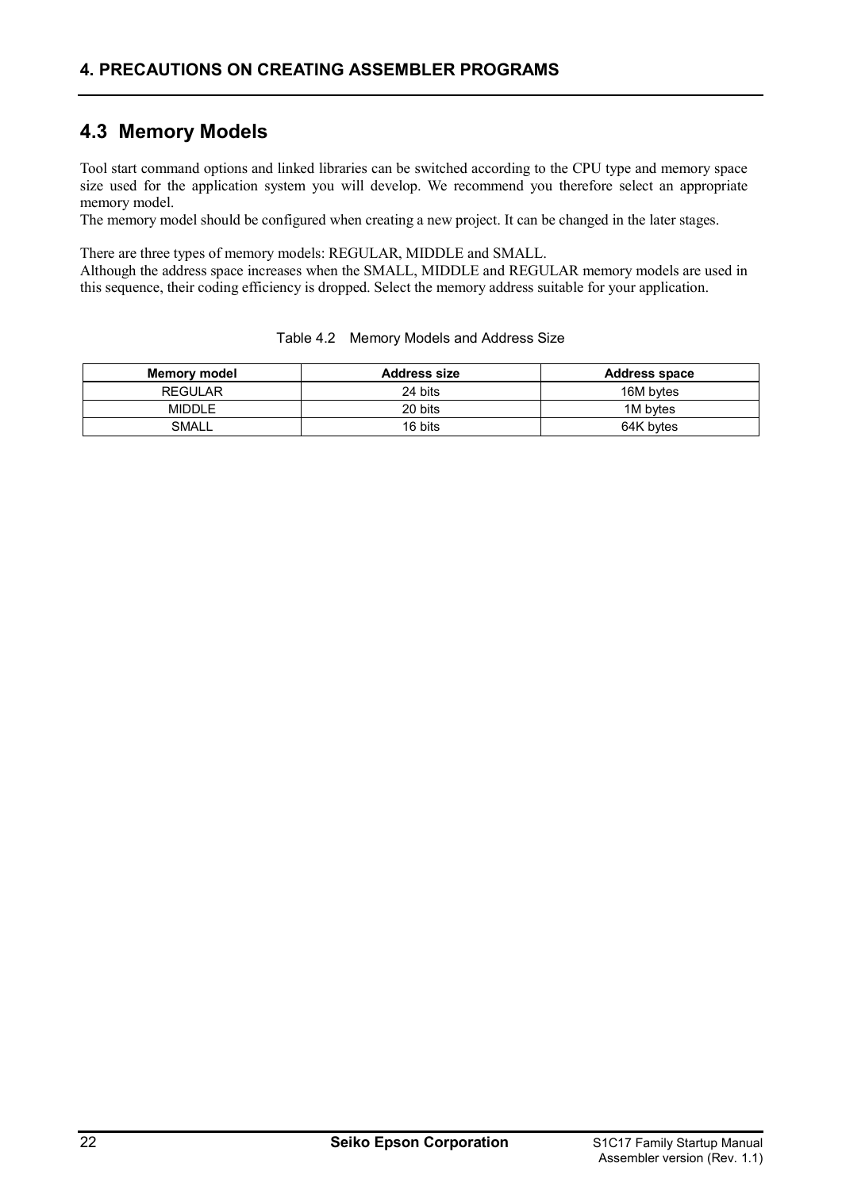## 4.3 Memory Models

Tool start command options and linked libraries can be switched according to the CPU type and memory space size used for the application system you will develop. We recommend you therefore select an appropriate memory model.
The memory model should be configured when creating a new project. It can be changed in the later stages.

There are three types of memory models: REGULAR, MIDDLE and SMALL.
Although the address space increases when the SMALL, MIDDLE and REGULAR memory models are used in this sequence, their coding efficiency is dropped. Select the memory address suitable for your application.

Table 4.2 Memory Models and Address Size

| Memory model | Address size | Address space |
|---|---|---|
| REGULAR | 24 bits | 16M bytes |
| MIDDLE | 20 bits | 1M bytes |
| SMALL | 16 bits | 64K bytes |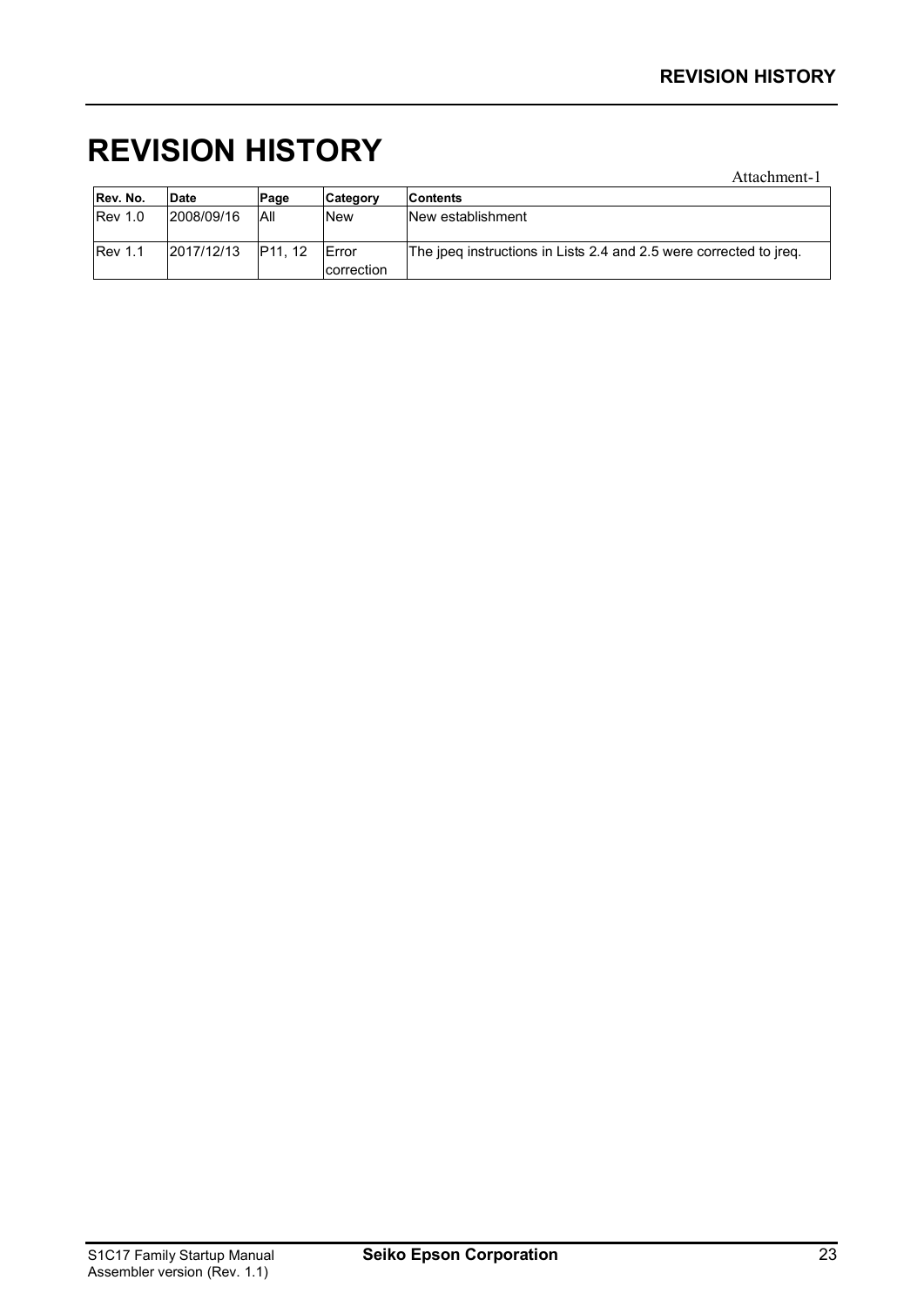# REVISION HISTORY

Attachment-1

| Rev. No. | Date | Page | Category | Contents |
|---|---|---|---|---|
| Rev 1.0 | 2008/09/16 | All | New | New establishment |
| Rev 1.1 | 2017/12/13 | P11, 12 | Error correction | The jpeq instructions in Lists 2.4 and 2.5 were corrected to jreq. |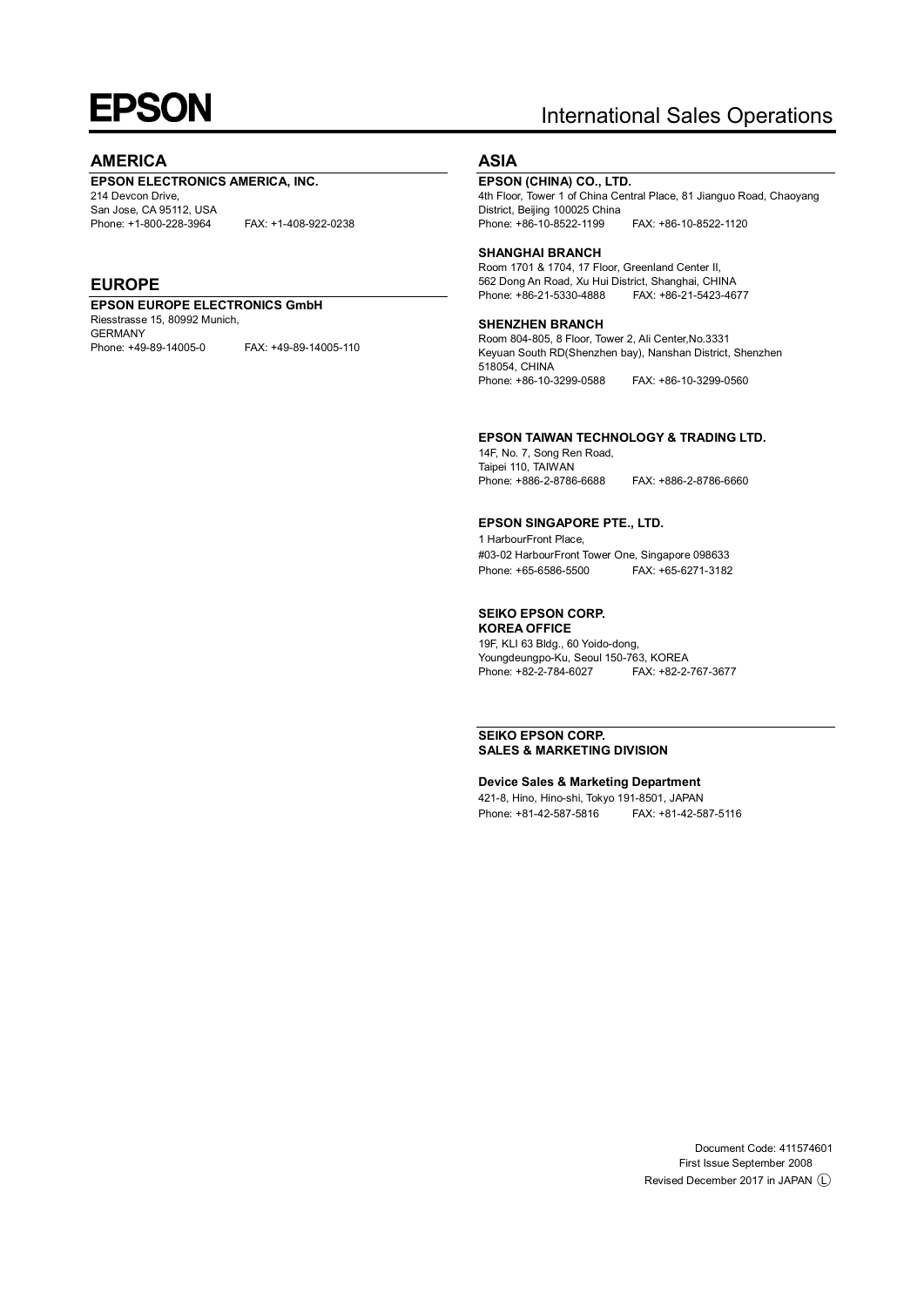# EPSON

International Sales Operations

## AMERICA

**EPSON ELECTRONICS AMERICA, INC.**

214 Devcon Drive,
San Jose, CA 95112, USA
Phone: +1-800-228-3964 FAX: +1-408-922-0238

## EUROPE

**EPSON EUROPE ELECTRONICS GmbH**

Riesstrasse 15, 80992 Munich,
GERMANY
Phone: +49-89-14005-0 FAX: +49-89-14005-110

## ASIA

**EPSON (CHINA) CO., LTD.**

4th Floor, Tower 1 of China Central Place, 81 Jianguo Road, Chaoyang District, Beijing 100025 China
Phone: +86-10-8522-1199 FAX: +86-10-8522-1120

**SHANGHAI BRANCH**

Room 1701 & 1704, 17 Floor, Greenland Center II,
562 Dong An Road, Xu Hui District, Shanghai, CHINA
Phone: +86-21-5330-4888 FAX: +86-21-5423-4677

**SHENZHEN BRANCH**

Room 804-805, 8 Floor, Tower 2, Ali Center,No.3331
Keyuan South RD(Shenzhen bay), Nanshan District, Shenzhen
518054, CHINA
Phone: +86-10-3299-0588 FAX: +86-10-3299-0560

**EPSON TAIWAN TECHNOLOGY & TRADING LTD.**

14F, No. 7, Song Ren Road,
Taipei 110, TAIWAN
Phone: +886-2-8786-6688 FAX: +886-2-8786-6660

**EPSON SINGAPORE PTE., LTD.**

1 HarbourFront Place,
#03-02 HarbourFront Tower One, Singapore 098633
Phone: +65-6586-5500 FAX: +65-6271-3182

**SEIKO EPSON CORP.**
**KOREA OFFICE**

19F, KLI 63 Bldg., 60 Yoido-dong,
Youngdeungpo-Ku, Seoul 150-763, KOREA
Phone: +82-2-784-6027 FAX: +82-2-767-3677

**SEIKO EPSON CORP.**
**SALES & MARKETING DIVISION**

**Device Sales & Marketing Department**

421-8, Hino, Hino-shi, Tokyo 191-8501, JAPAN
Phone: +81-42-587-5816 FAX: +81-42-587-5116

Document Code: 411574601
First Issue September 2008
Revised December 2017 in JAPAN Ⓛ